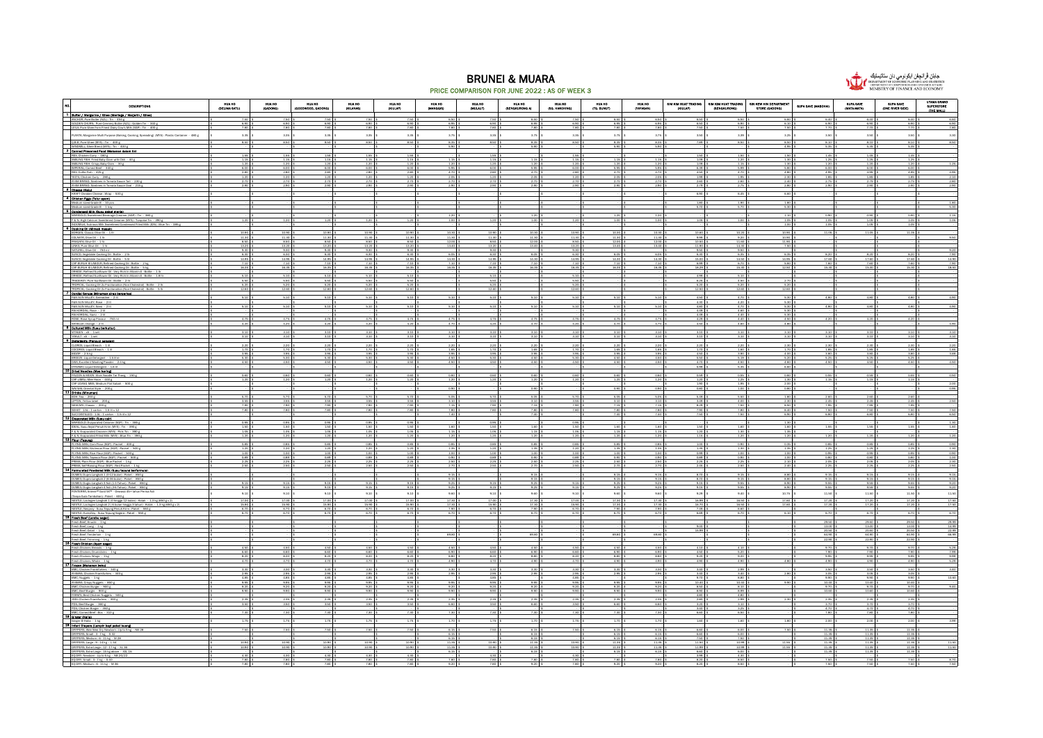# BRUNEI & MUARA

## PRICE COMPARISON FOR JUNE 2022 : AS OF WEEK 3

DEPARTMENT OF ECONOMIC PLANNING AND STATISTICS
MINISTRY OF FINANCE AND ECONOMY

| NO. | DESCRIPTIONS | HUA HO (DELIMA SATU) | HUA HO (GADONG) | HUA HO (GOODWOOD, GADONG) | HUA HO (KILANAS) | HUA HO (KULAP) | HUA HO (MANGGIS) | HUA HO (MULAUT) | HUA HO (SENGKURONG A) | HUA HO (KG. HANGKING) | HUA HO (TG. BUNUT) | HUA HO (YAYASAN) | SIM KIM HUAT TRADING (KULAP) | SIM KIM HUAT TRADING (SENGKURONG) | SIN KIM HIN DEPARTMENT STORE (GADONG) | SUPA SAVE (MABOHAI) | SUPA SAVE (MATA-MATA) | SUPA SAVE (ONE RIVER SIDE) | STAMA GRAND SUPERSTORE (THE MALL) |
|---|---|---|---|---|---|---|---|---|---|---|---|---|---|---|---|---|---|---|---|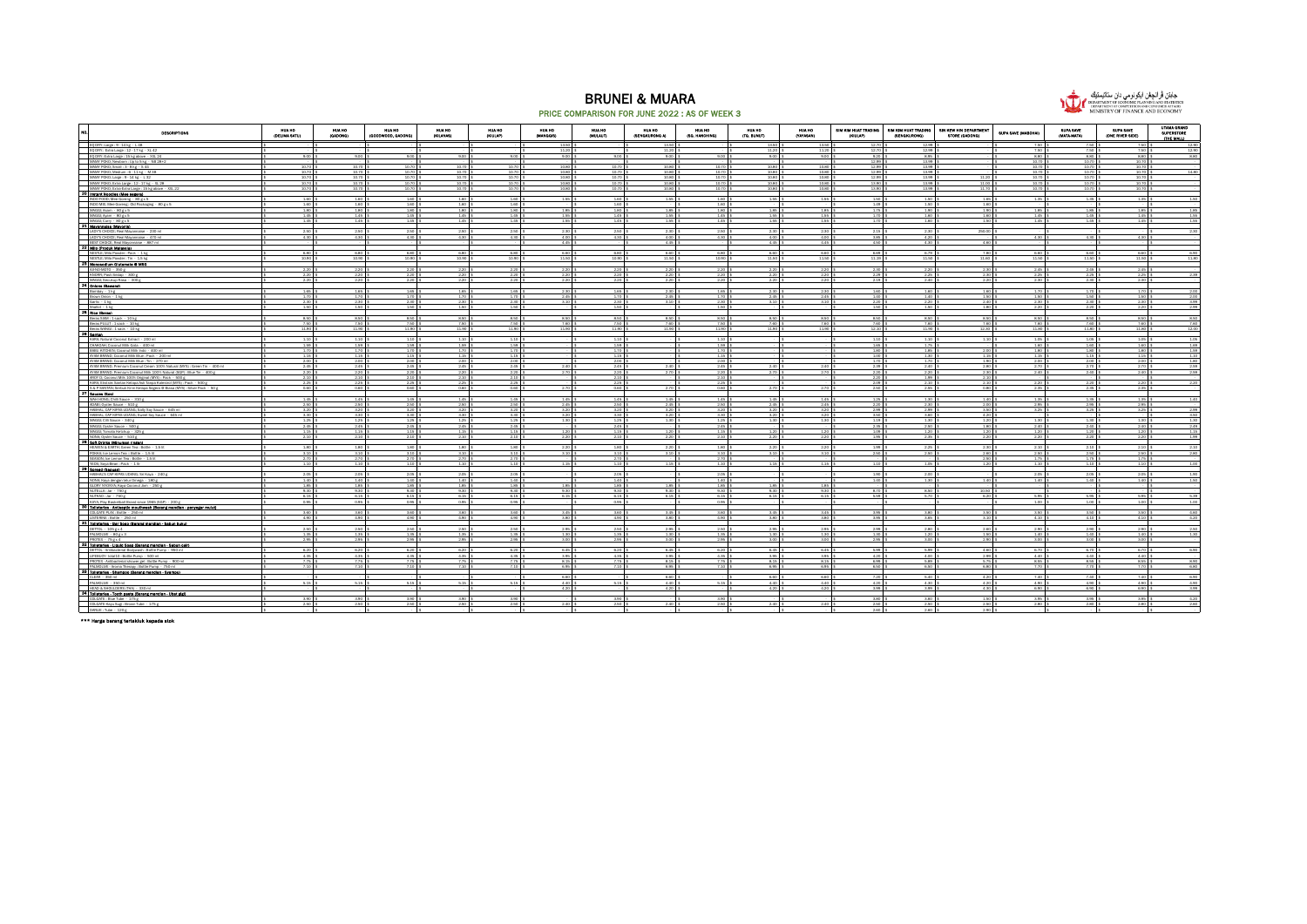# BRUNEI & MUARA

## PRICE COMPARISON FOR JUNE 2022 : AS OF WEEK 3

DEPARTMENT OF ECONOMIC PLANNING AND STATISTICS
MINISTRY OF FINANCE AND ECONOMY

| NO. | DESCRIPTIONS | HUA HO (DELIMA SATU) | HUA HO (GADONG) | HUA HO (GOODWOOD, GADONG) | HUA HO (KILANAS) | HUA HO (KIULAP) | HUA HO (MANGGIS) | HUA HO (MULAUT) | HUA HO (SENGKURONG A) | HUA HO (RG. HANCHING) | HUA HO (TG. BUNUT) | HUA HO (YAYASAN) | SIM KIM HUAT TRADING (KIULAP) | SIM KIM HUAT TRADING (SENGKURONG) | SIM KEW HIN DEPARTMENT STORE (GADONG) | SUPA SAVE (MABOHAI) | SUPA SAVE (MATA-MATA) | SUPA SAVE (ONE RIVER SIDE) | UTAMA GRAND SUPERSTORE (THE MALL) |
|---|---|---|---|---|---|---|---|---|---|---|---|---|---|---|---|---|---|---|---|

\*\*\* Harga barang tertakluk kepada stok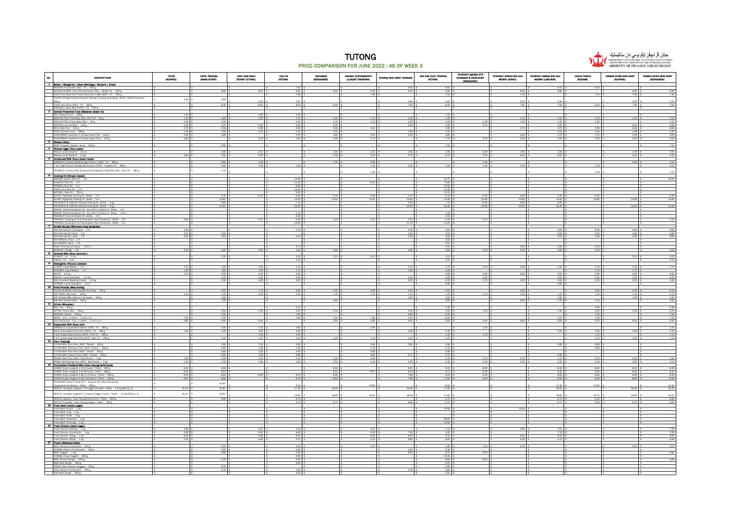# TUTONG

## PRICE COMPARISON FOR JUNE 2022 : AS OF WEEK 3

DEPARTMENT OF ECONOMIC PLANNING AND STATISTICS
DEPARTMENT OF COMPETITION AND CONSUMER AFFAIRS
MINISTRY OF FINANCE AND ECONOMY

| NO. | DESCRIPTIONS | FAYZE (KUPANG) | HAPBI TRADING (BANG NUKAT) | HARI HARI MAJU (PEKAN TUTONG) | HUA HO (PETANI) | MAHAMAS (SENGKARAI) | RAHMAT SUPERMARKET (LUAGAN TIMBARAN) | SHARQA MINI MART (KERIAM) | SIM KIM HUAT TRADING (PETANI) | SYARIKAT AMINAH BTE DURAMAN & ANAK-ANAK (SENGKARAI) | SYARIKAT OSMAN BIN HAJI MOMIN (BIRAU) | SYARIKAT OSMAN BIN HAJI MOMIN (LAMUNIN) | USAHA TASBIH (KERIAM) | YASMIN AZMA MINI MART (KUPANG) | YASMIN AZMA MINI MART (SENGKARAI) |
|---|---|---|---|---|---|---|---|---|---|---|---|---|---|---|---|
| 1 | Butter / Margarine / Ghee (Mentega / Marjerin / Minyak Sapi) | | | | | | | | | | | | | | |
| | ANCHOR; Pure Butter (NZL) : Tin - 454 g | - | - | - | 7.50 | - | - | 6.99 | 9.60 | - | - | - | - | - | - |
| | GOLDEN CHURN; Pure Creamery Butter (NZL) : Golden Tin - 340 g | - | 6.90 | 6.50 | 6.90 | 6.50 | 6.35 | 6.20 | 6.90 | - | 6.50 | 6.90 | 6.50 | 6.90 | 6.90 |
| | Q.B.B; Pure Ghee from Finest Dairy Cow's Milk (SGP) : Tin - 400 g | - | - | - | 7.80 | - | 7.60 | - | 7.15 | - | 7.20 | 7.20 | 7.40 | 7.80 | 7.80 |
| | PLANTA; Margarine Multi Purpose (Baking, Cooking, Spreading) (MYS) : Plastic Container - 480 g | 3.40 | 3.95 | 3.50 | 3.35 | - | - | 2.99 | 3.50 | - | 3.50 | 3.40 | - | 2.90 | 3.40 |
| | Q.B.B; Pure Ghee (MYS) : Tin - 400 g | - | 8.30 | 8.50 | 8.50 | 8.00 | - | 7.90 | 8.45 | - | 7.95 | 7.95 | 8.20 | 7.90 | 7.90 |
| | MINORELL; Ghee Blend (MYS) : Tin - 400 g | - | - | - | - | - | - | - | - | - | - | - | - | - | - |
| 2 | Canned Preserved Food (Makanan dalam tin) | | | | | | | | | | | | | | |
| | KDC; Chicken Curry - 340 g | 1.45 | - | 1.60 | 1.50 | - | - | - | 1.50 | - | - | - | - | - | - |
| | SMILING FISH; Fried Baby Clam with Chili - 60 g | 1.20 | 1.30 | 1.50 | 1.15 | 1.20 | 1.15 | 1.20 | 1.10 | - | 1.10 | 1.10 | 1.20 | 1.20 | 1.15 |
| | SMILING FISH; Crispy Baby Clam - 30 g | 1.30 | 1.30 | - | 1.20 | 1.20 | 1.25 | 1.30 | 1.20 | 1.30 | 1.20 | 1.20 | 1.20 | - | 1.20 |
| | IMPERIAL; Corned Beef - 340 g | 5.60 | 6.20 | 6.30 | 6.20 | 6.00 | - | 5.69 | 5.89 | 6.20 | - | 5.95 | - | 6.40 | 5.99 |
| | KDC; Cuttle Fish - 425 g | 4.75 | 4.50 | 4.80 | 4.80 | 4.90 | 4.65 | - | 4.99 | - | 4.70 | 4.70 | 4.85 | 4.60 | 4.60 |
| | YEO'S; Chicken Curry - 280 g | 1.95 | 1.90 | 2.20 | 1.20 | 2.00 | - | 1.99 | 1.90 | - | - | 1.90 | 1.95 | 1.99 | 1.95 |
| | AYAM BRAND; Sardines In Tomato Sauce Tall - 230 g | 2.65 | 2.80 | - | 2.70 | 2.80 | 2.55 | 2.59 | 2.80 | - | 2.60 | 2.70 | 2.70 | 2.50 | 2.60 |
| | AYAM BRAND; Sardines In Tomato Sauce Oval - 215 g | 2.95 | - | 3.10 | 2.90 | 3.00 | 2.75 | - | 2.75 | 3.10 | 2.90 | 2.90 | 2.95 | 2.95 | 2.90 |
| 3 | Cheese (Keju) | | | | | | | | | | | | | | |
| | KRAFT; Cheddar Cheese : Block - 500 g | - | 6.90 | - | - | - | - | - | 7.50 | - | - | - | - | - | 7.20 |
| 4 | Chicken Eggs (Telur ayam) | | | | | | | | | | | | | | |
| | Medium sized Grade B - 10 pcs | - | 1.90 | 2.00 | - | 1.80 | 2.00 | 1.80 | 1.90 | 1.80 | 1.80 | 1.90 | - | 1.90 | 2.00 |
| | Medium sized Grade B - 1 tray | 4.80 | 5.00 | 5.60 | - | 5.30 | 5.40 | 4.79 | 5.70 | 5.20 | 5.00 | 5.00 | - | 5.20 | 5.30 |
| 5 | Condensed Milk (Susu pekat manis) | | | | | | | | | | | | | | |
| | MARIGOLD; Sweetened Beverage Creamer (SGP) : Tin - 390 g | - | 0.90 | 1.20 | - | 1.00 | 0.89 | - | - | 1.00 | - | - | - | 0.95 | 1.00 |
| | F & N; High Calcium Sweetened Creamer (MYS) : Turquoise Tin - 390 g | - | 0.95 | 1.05 | 1.20 | - | 1.10 | 1.20 | 1.00 | 1.20 | 1.00 | - | 1.10 | - | 1.15 |
| | INDOMILK; Nutrious Milk Sweetened Condensed Filled Milk (IDN) : Blue Tin - 385 g | - | 1.10 | - | - | - | 1.09 | - | - | - | - | - | 1.00 | - | 1.20 |
| 6 | Cooking Oil (Minyak masak) | | | | | | | | | | | | | | |
| | BERTOLLI; Classic Olive Oil - 1 ltr | - | - | - | 10.90 | - | - | - | 10.75 | - | - | - | - | - | 10.50 |
| | FILIPPO BERIO; Olive Oil - 1 ltr | - | - | - | 11.50 | - | 9.20 | - | 9.00 | - | - | - | - | - | - |
| | FRAGATA; Olive Oil - 1 ltr | - | - | - | 8.50 | - | - | - | 10.50 | - | - | - | - | - | - |
| | LIMAS; Pure Olive Oil - 1 ltr | - | - | - | 13.20 | - | - | - | 12.30 | - | - | - | - | - | - |
| | NATUREL; Olive Oil - 750 ml | - | - | - | 8.40 | - | - | - | 10.10 | - | - | - | - | - | - |
| | SUNCO; Vegetable Cooking Oil : Bottle - 2 ltr | - | 6.35 | 6.30 | 6.30 | 6.20 | 6.05 | 5.79 | 6.35 | 6.35 | 6.30 | 6.30 | 6.30 | - | 6.35 |
| | SUNCO; Vegetable Cooking Oil : Bottle - 5 ltr | - | 14.90 | - | 14.90 | 14.00 | 14.40 | 14.50 | 14.99 | 14.90 | 14.90 | 14.90 | 14.80 | 14.99 | 14.99 |
| | CAP BURUH @ LABOUR; Refined Cooking Oil : Bottle - 2 kg | - | 6.80 | - | 7.10 | - | - | 5.49 | 7.10 | 6.95 | 6.90 | 6.90 | - | - | - |
| | CAP BURUH @ LABOUR; Refined Cooking Oil : Bottle - 5 kg | - | 14.90 | - | 16.30 | - | - | 13.95 | 16.35 | 15.90 | 16.20 | 16.20 | - | 16.30 | 16.30 |
| | ORKIDE; Refined Sunflower Oil - Very Rich in Vitamin E : Bottle - 1 ltr | - | - | - | - | - | - | - | - | - | - | - | - | - | - |
| | ORKIDE; Refined Sunflower Oil - Very Rich in Vitamin E : Bottle - 1.8 ltr | - | - | - | 5.10 | - | - | - | 4.30 | - | - | - | - | - | - |
| | TRADEWAY; Pure Sunflower Oil : Bottle - 2 ltr | - | - | - | 5.50 | - | - | - | 5.50 | - | - | - | - | - | - |
| | TROPICAL; Cooking Oil 2x Fractionation (Non Cholesterol) : Bottle - 2 ltr | 4.99 | - | 5.10 | 5.20 | 5.10 | 5.10 | 4.70 | 5.20 | 5.10 | - | - | - | - | 5.10 |
| | TROPICAL; Cooking Oil 2x Fractionation (Non Cholesterol) : Bottle - 5 ltr | - | - | - | 12.60 | - | - | 11.79 | 12.20 | - | - | - | - | - | - |
| 7 | Cordial Syrups (Minuman sirap berperisa) | | | | | | | | | | | | | | |
| | FAN SUN VALLEY; Grenadine - 2 ltr | 4.60 | - | - | 5.10 | - | - | 2.59 | 4.50 | - | - | 4.50 | 4.90 | 4.80 | 4.80 |
| | FAN SUN VALLEY; Rose - 2 ltr | 4.60 | 4.95 | - | - | - | - | 2.59 | 4.55 | - | - | 4.50 | 4.90 | 4.80 | 4.80 |
| | FAN SUN VALLEY; Sarsi - 2 ltr | 4.60 | 4.95 | - | 5.10 | - | - | 2.59 | 4.50 | - | - | 4.50 | 4.90 | 4.80 | 4.80 |
| | FN KORDIAL; Rose - 2 ltr | - | - | - | - | - | - | - | 4.60 | - | - | - | - | - | - |
| | FN KORDIAL; Sarsi - 2 ltr | - | - | - | - | - | - | - | 4.50 | - | - | - | - | - | - |
| | ROSE; Rose Syrup Flavour - 750 ml | - | - | - | 4.75 | - | - | - | 4.50 | - | 3.95 | 4.50 | 4.50 | - | - |
| | SKYBLUE; Orange - 2 ltr | 4.30 | 4.60 | 4.90 | 4.20 | 4.60 | - | 4.90 | 4.50 | 5.30 | 4.40 | 4.60 | 4.50 | - | 4.60 |
| 8 | Cultured Milk (Susu berkultur) | | | | | | | | | | | | | | |
| | VITAGEN; x5 - 1 set | - | 3.10 | - | 3.10 | 3.10 | 3.10 | - | 3.10 | - | - | - | - | 3.10 | 3.00 |
| | YAKULT; x5 - 1 set | - | - | - | 3.50 | - | - | - | 3.10 | - | - | - | - | - | 3.50 |
| 9 | Detergents (Pencuci pakaian) | | | | | | | | | | | | | | |
| | CLOROX; Liquid Bleach - 1 ltr | 2.10 | 1.90 | 2.10 | 2.20 | - | - | 2.10 | 2.70 | 2.40 | 2.20 | 2.20 | 2.10 | 2.10 | 2.10 |
| | DOCHEM; Liquid Bleach - 1 ltr | 1.60 | 1.90 | 1.90 | 1.70 | - | - | 1.80 | 1.60 | - | - | - | 2.10 | 1.70 | - |
| | BRIO; Detergent - 2.5 kg | 3.70 | 4.50 | 4.20 | 3.95 | - | - | - | 3.99 | 3.90 | 3.95 | 3.95 | 3.90 | 3.99 | 3.80 |
| | BREEZE; Liquid Detergent - 1.5 litre | - | 5.20 | 5.50 | 5.30 | - | - | 4.20 | 4.09 | 4.80 | - | 4.50 | 5.30 | 5.50 | 4.20 |
| | DAIA; Excellent Washing Powder - 2.3 kg | - | 4.50 | 4.99 | 4.50 | - | - | 4.50 | 4.20 | 4.70 | 4.50 | 4.60 | 4.20 | 4.50 | 4.30 |
| | DYNAMO; Liquid Detergent - 1.6 ltr | - | - | - | - | - | - | - | 6.80 | - | - | 5.80 | - | - | - |
| 10 | Dried Noodles (Mee kering) | | | | | | | | | | | | | | |
| | FALCON & MOON; Stick Noodle for Frying - 160 g | - | 0.60 | 1.70 | 0.80 | 0.50 | 0.49 | 0.55 | 0.60 | - | 0.50 | - | 0.60 | 0.50 | 0.50 |
| | CAP LIMAU; Mee Hoon - 400 g | 1.10 | 1.20 | 1.30 | 1.20 | 1.20 | 1.10 | 1.10 | 1.20 | 1.10 | 1.20 | 1.20 | 1.20 | 1.10 | 1.20 |
| | CAP LIMAU; Mee Hoon Flat Saiwin - 300 g | - | 1.90 | - | - | - | - | 1.90 | 2.00 | - | - | 1.90 | - | 1.99 | 1.90 |
| | SIN WAI; Oriental Style - 200 g | - | 1.20 | - | - | 0.60 | - | - | 0.85 | - | 0.90 | 1.00 | 1.40 | - | 0.80 |
| 11 | Drinks (Minuman) | | | | | | | | | | | | | | |
| | BOH; Tea - 200 g | - | - | - | 6.70 | - | - | - | 5.20 | - | - | - | 2.60 | - | 5.40 |
| | LIPTON; Yellow label - 200 g | - | 2.90 | 2.30 | 3.55 | 3.40 | - | 3.20 | 3.55 | 2.30 | - | 2.20 | 2.30 | 2.35 | 3.30 |
| | NESCAFE; Classic - 200 g | - | 4.30 | - | 7.90 | - | - | 6.99 | 8.40 | - | - | - | 7.60 | - | 7.50 |
| | SEHAT; 1.5L : 1 carton - 1.5 lit x 12 | 7.00 | 7.90 | - | 7.90 | 7.60 | 7.80 | 7.50 | 8.00 | - | - | 7.97 | 7.60 | - | 7.50 |
| | SUCI DISTILLED; 1.5L : 1 carton - 1.5 lit x 12 | 6.80 | 6.90 | 6.90 | - | 6.90 | 6.80 | 6.95 | 6.90 | 6.90 | 6.80 | 6.80 | 6.50 | 6.80 | 6.90 |
| 12 | Evaporated Milk (Susu cair) | | | | | | | | | | | | | | |
| | MARIGOLD; Evaporated Creamer (SGP) : Tin - 385 g | - | 4.30 | 1.10 | 0.95 | - | 0.89 | - | - | 1.00 | - | - | - | - | 1.10 |
| | IDEAL; Susu Sejat Penuh Krim (MYS) : Tin - 390 g | 1.45 | 1.50 | 1.60 | 1.50 | - | - | 1.49 | 1.49 | - | - | 1.50 | 1.40 | 1.60 | 1.45 |
| | F & N; Evaporated Creamer (MYS) : Pink Tin - 390 g | - | - | 1.15 | 1.15 | - | - | - | 1.20 | 1.20 | - | - | 1.10 | - | 1.15 |
| | F & N; Evaporated Filled Milk (MYS) : Blue Tin - 390 g | - | 1.10 | 1.20 | 1.20 | 1.20 | 1.15 | 1.20 | 1.20 | - | - | - | 1.10 | 1.20 | 1.10 |
| 13 | Flour (Tepung) | | | | | | | | | | | | | | |
| | FLYING MAN; Corn Flour (SGP) : Packet - 400 g | - | 0.90 | 1.00 | 0.85 | - | 0.85 | 0.80 | 0.90 | - | - | 0.80 | 0.80 | - | - |
| | FLYING MAN; Glutinous Flour (SGP) : Packet - 500 g | - | 0.90 | 1.35 | 1.20 | - | 1.19 | - | 1.20 | - | - | 1.20 | 0.80 | - | - |
| | FLYING MAN; Rice Flour (SGP) : Packet - 500 g | - | 0.80 | 1.00 | 1.00 | - | 0.89 | - | 0.90 | - | - | - | - | - | - |
| | FLYING MAN; Tapioca Flour (SGP) : Packet - 500 g | - | 0.80 | 1.00 | 0.89 | - | 0.85 | 0.75 | 0.75 | - | - | 0.80 | - | - | - |
| | PRIMA; Plain Flour (SGP) : Blue Packet - 1 kg | 1.99 | 2.20 | 2.35 | 2.20 | 2.25 | 2.09 | - | 2.20 | 2.20 | 2.15 | 2.15 | 2.20 | 2.20 | 2.20 |
| | PRIMA; Self Raising Flour (SGP) : Red Packet - 1 kg | 2.20 | 2.30 | 2.50 | 2.50 | 2.50 | 2.29 | 2.39 | 2.39 | 2.40 | 2.35 | 2.35 | 2.40 | 2.50 | 2.50 |
| 14 | Formulated Powdered Milk (Susu tepung berformula) | | | | | | | | | | | | | | |
| | DUMEX; Dugro Langkah 1 (1-12 bulan) : Paket - 650 g | 8.20 | 8.60 | - | - | 8.60 | - | 8.29 | 9.15 | 8.90 | - | 8.30 | 8.60 | 8.50 | 8.30 |
| | DUMEX; Dugro Langkah 2 (6-36 bulan) : Paket - 650 g | 8.20 | 8.60 | - | - | 8.60 | 8.60 | 8.29 | 9.15 | 8.90 | - | 8.30 | 8.60 | 8.50 | 8.30 |
| | DUMEX; Dugro Langkah 3 Ais (1-3 Tahun) : Paket - 850 g | 8.55 | 8.60 | 8.89 | 9.15 | 8.90 | - | 7.99 | 9.20 | 9.40 | - | 8.50 | 8.60 | 8.80 | 8.30 |
| | DUMEX; Dugro Langkah 4 Ais (3-6 Tahun) : Paket - 850 g | 8.50 | 8.60 | - | 9.15 | 8.90 | - | 7.99 | 9.20 | 8.60 | - | 8.50 | 8.60 | 8.80 | 8.30 |
| | FONTERRA; Anlene™ Gold 5X™ - Dewasa 45+ tahun Penuh Krim (Tanpa Gula Tambahan) : Paket - 600 g | - | 10.60 | - | 9.10 | - | 10.60 | - | 9.60 | - | - | 11.40 | 10.40 | - | 10.40 |
| | NESTLE; Lactogen Langkah 1 (0 hingga 12 bulan) : Kotak - 1.3 kg (650 g x 2) | 16.10 | 16.90 | - | 17.00 | 16.90 | - | 16.39 | 17.60 | - | - | 16.50 | - | 16.20 | 16.20 |
| | NESTLE; Lactogen Langkah 2 (6 bulan hingga 3 tahun) : Kotak - 1.3 kg (650 g x 2) | 16.10 | 16.90 | - | 15.90 | 16.90 | 16.20 | 16.39 | 17.60 | - | - | 16.90 | 16.70 | 16.90 | 16.20 |
| | NESTLE; Nespray - Susu Tepung Penuh Krim : Paket - 550 g | - | 6.90 | - | 6.70 | - | - | - | 6.70 | - | - | 6.70 | 6.60 | - | 6.60 |
| | NESTLE; Everyday - Susu Tepung Segera : Paket - 550 g | - | - | - | 6.70 | 6.70 | - | 6.69 | 6.70 | - | - | 6.70 | 6.60 | 6.70 | 6.60 |
| 15 | Fresh Beef (Lembu segar) | | | | | | | | | | | | | | |
| | Fresh Beef: Knuckle - 1 kg | - | - | - | - | - | - | - | 19.90 | - | 18.50 | - | - | - | - |
| | Fresh Beef: Lung - 1 kg | - | - | - | - | - | - | - | - | - | - | - | - | - | - |
| | Fresh Beef: Oxtail - 1 kg | - | - | - | - | - | - | - | - | - | - | - | - | - | - |
| | Fresh Beef: Tenderloin - 1 kg | - | - | - | - | - | - | - | 28.00 | - | - | - | - | - | - |
| | Fresh Beef: Trimming - 1 kg | - | - | - | - | - | - | - | 14.90 | - | - | - | - | - | - |
| 16 | Fresh Chicken (Ayam segar) | | | | | | | | | | | | | | |
| | Fresh Chicken: Breasts - 1 kg | 4.80 | - | 4.50 | 4.50 | - | 4.05 | - | 4.10 | - | 4.80 | 4.50 | - | - | 7.99 |
| | Fresh Chicken: Drumsticks - 1 kg | 6.80 | - | 6.30 | 6.60 | - | 6.30 | 7.30 | 5.20 | - | - | 7.20 | - | - | 7.00 |
| | Fresh Chicken: Wings - 1 kg | 8.80 | - | 9.80 | 8.20 | - | 8.60 | 8.90 | 9.20 | - | 9.60 | 9.50 | - | - | 9.99 |
| | Fresh Chicken: Whole - 1 kg | 5.20 | - | 4.99 | 4.70 | - | 5.10 | 5.90 | 4.90 | - | 5.20 | 5.10 | - | - | 4.99 |
| 17 | Frozen (Makanan beku) | | | | | | | | | | | | | | |
| | BMC; Chicken Frankfurters - 340 g | - | 3.20 | - | 3.30 | - | 3.25 | - | 3.40 | 3.40 | 3.30 | - | - | 3.50 | 3.50 |
| | RYMANG; Chicken Frankfurters - 340 g | - | 3.00 | - | 2.90 | - | - | 3.20 | 3.40 | - | - | - | - | - | - |
| | BMC; Nuggets - 1 kg | - | 6.80 | - | 6.80 | - | - | 8.80 | 8.70 | 9.80 | - | - | - | - | 9.80 |
| | RYMANG; Crispy Nuggets - 850 g | - | - | - | - | - | - | - | 10.30 | - | - | - | - | - | - |
| | BMC; Chicken Burger - 900 g | - | 8.30 | - | 8.20 | - | - | - | 8.80 | 8.80 | - | - | - | - | 8.99 |
| | BMC; Beef Burger - 900 g | - | - | - | 9.80 | - | - | - | 9.50 | - | - | - | - | - | - |
| | FARM'S; Beef Chicken Nuggets - 500 g | - | 5.20 | - | - | - | - | - | 4.80 | - | - | - | - | - | - |
| | EDDI; Chicken Frankfurters - 300 g | - | 2.30 | - | 2.35 | - | - | 2.49 | 2.80 | - | - | - | - | - | - |
| | PDB; Beef Burger - 360 g | - | - | - | 3.60 | - | - | - | 3.00 | - | - | - | - | - | - |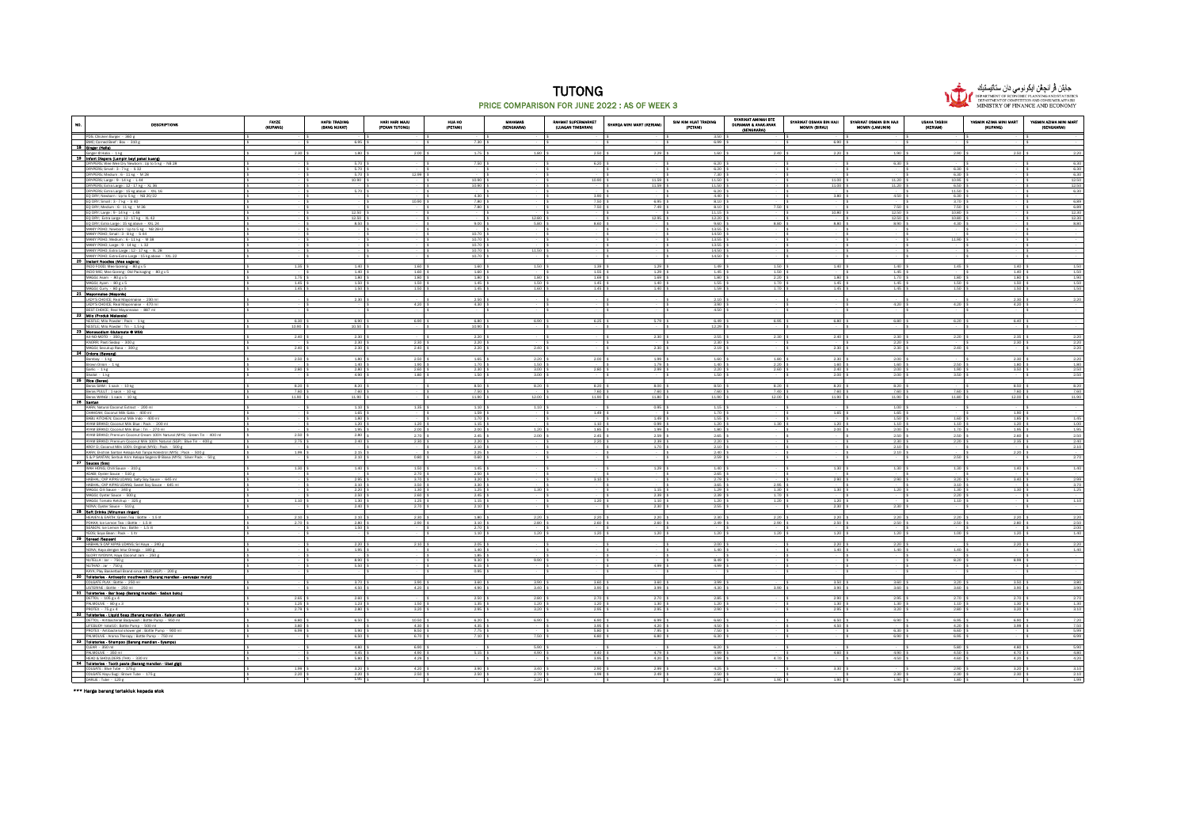# TUTONG

## PRICE COMPARISON FOR JUNE 2022 : AS OF WEEK 3

| NO. | DESCRIPTIONS | FAYZE (KUPANG) | HAFIZ TRADING (BANG NUKAT) | HARI HARI MAJU (PEKAN TUTONG) | HUA HO (PETANI) | MAHAMAS (SENGKARAI) | RAHMAT SUPERMARKET (LUAGAN TIMBARAN) | SHARQA MINI MART (KERIAM) | SIM KIM HUAT TRADING (PETANI) | SYARIKAT AMINAH BTE DURAMAN & ANAK-ANAK (SENGKARAI) | SYARIKAT OSMAN BIN HAJI MOMIN (BIRAU) | SYARIKAT OSMAN BIN HAJI MOMIN (LAMUNIN) | USAHA TASBIH (KERIAM) | YASMIN AZWA MINI MART (KUPANG) | YASMIN AZWA MINI MART (SENGKARAI) |
|---|---|---|---|---|---|---|---|---|---|---|---|---|---|---|---|
| | PDG: Chicken Burger – 360 g | $ - | $ - | $ - | $ - | $ - | $ - | $ - | $ 3.50 | $ - | $ - | $ - | $ - | $ - | $ - |
| | BMC Corned Beef: Box – 330 g | $ - | $ 6.90 | $ - | $ 7.30 | $ - | $ - | $ - | $ 6.90 | $ - | $ 6.90 | $ - | $ - | $ - | $ - |
| **18** | **Ginger (Halia)** | | | | | | | | | | | | | | |
| | Ginger @ Halia – 1 kg | $ 2.30 | $ 1.80 | $ 2.00 | $ 1.75 | $ 1.80 | $ 2.50 | $ 2.29 | $ 1.60 | $ 2.40 | $ 2.20 | $ 1.90 | $ 2.90 | $ 2.50 | $ 2.20 |
| **19** | **Infant Diapers (Lampin bayi pakai buang)** | | | | | | | | | | | | | | |
| | DRYPERS Wee Wee Dry Newborn: Up to 5 kg – NB 28 | $ - | $ 5.70 | $ - | $ 7.50 | $ - | $ 6.20 | $ - | $ 6.20 | $ - | $ - | $ 6.30 | $ - | $ - | $ 6.30 |
| | DRYPERS Small: 3 - 7 kg – S 32 | $ - | $ 5.70 | $ - | $ - | $ - | $ - | $ - | $ 6.20 | $ - | $ - | $ - | $ 6.30 | $ - | $ 6.30 |
| | DRYPERS Medium: 6 - 11 kg – M 26 | $ - | $ 5.70 | $ 12.99 | $ - | $ - | $ - | $ - | $ 7.30 | $ - | $ - | $ - | $ 6.30 | $ - | $ 6.30 |
| | DRYPERS Large: 9 - 14 kg – L 44 | $ - | $ 10.90 | $ - | $ 10.90 | $ - | $ 10.80 | $ 11.59 | $ 11.50 | $ - | $ 11.00 | $ 11.20 | $ 10.95 | $ - | $ 12.50 |
| | DRYPERS Extra Large: 12 - 17 kg – XL 36 | $ - | $ - | $ - | $ 10.80 | $ - | $ - | $ 11.59 | $ 11.50 | $ - | $ 11.00 | $ 11.20 | $ 8.50 | $ - | $ 12.50 |
| | DRYPERS Extra Large: 15 kg above – XXL 16 | $ - | $ 5.70 | $ - | $ - | $ - | $ - | $ - | $ 6.20 | $ - | $ - | $ - | $ 11.50 | $ - | $ 6.30 |
| | EQ DRY Newborn: Up to 5 kg – NB 20/22 | $ - | $ - | $ - | $ 4.30 | $ - | $ 3.80 | $ - | $ 3.90 | $ - | $ 3.80 | $ 4.50 | $ 6.30 | $ - | $ - |
| | EQ DRY Small: 3 - 7 kg – S 40 | $ - | $ - | $ 10.80 | $ 7.80 | $ - | $ 7.50 | $ 6.95 | $ 8.10 | $ - | $ - | $ - | $ 3.70 | $ - | $ 6.89 |
| | EQ DRY Medium: 6 - 11 kg – M 36 | $ - | $ - | $ - | $ 7.80 | $ - | $ 7.50 | $ 7.49 | $ 8.10 | $ 7.50 | $ - | $ 7.50 | $ 7.50 | $ - | $ 6.89 |
| | EQ DRY Large: 8 - 14 kg – L 48 | $ - | $ 12.50 | $ - | $ - | $ - | $ - | $ - | $ 11.10 | $ - | $ 10.80 | $ 12.50 | $ 10.80 | $ - | $ 12.30 |
| | EQ DRY Extra Large: 12 - 17 kg – XL 42 | $ - | $ 12.50 | $ - | $ - | $ - | $ 12.90 | $ 12.95 | $ 12.20 | $ - | $ - | $ 12.50 | $ 10.80 | $ - | $ 12.30 |
| | EQ DRY Extra Large: 15 kg above – XXL 24 | $ - | $ 8.50 | $ - | $ 9.00 | $ 5.80 | $ 8.60 | $ - | $ 9.60 | $ 8.80 | $ 8.80 | $ 8.90 | $ 4.30 | $ - | $ 8.80 |
| | MAMY POKO Newborn: Up to 5 kg – NB 28+2 | $ - | $ - | $ - | $ - | $ - | $ - | $ - | $ 13.50 | $ - | $ - | $ - | $ - | $ - | $ - |
| | MAMY POKO Small: 3 - 8 kg – S 64 | $ - | $ - | $ - | $ 10.70 | $ - | $ - | $ - | $ 14.50 | $ - | $ - | $ - | $ - | $ - | $ - |
| | MAMY POKO Medium: 6 - 11 kg – M 58 | $ - | $ - | $ - | $ 10.70 | $ - | $ - | $ - | $ 13.50 | $ - | $ - | $ - | $ 11.00 | $ - | $ - |
| | MAMY POKO Large: 9 - 14 kg – L 32 | $ - | $ - | $ - | $ 10.70 | $ - | $ - | $ - | $ 13.50 | $ - | $ - | $ - | $ - | $ - | $ - |
| | MAMY POKO Extra Large: 12 - 17 kg – XL 26 | $ - | $ - | $ - | $ 10.70 | $ 11.50 | $ - | $ - | $ 14.50 | $ - | $ - | $ - | $ - | $ - | $ - |
| | MAMY POKO Extra Extra Large: 15 kg above – XXL 22 | $ - | $ - | $ - | $ 10.70 | $ - | $ - | $ - | $ 14.50 | $ - | $ - | $ - | $ - | $ - | $ - |
| **20** | **Instant Noodles (Mee segera)** | | | | | | | | | | | | | | |
| | INDO FOOD: Mee Goreng – 80 g x 5 | $ 1.30 | $ 1.40 | $ 1.60 | $ 1.60 | $ 1.50 | $ 1.39 | $ 1.29 | $ 1.49 | $ 1.50 | $ 1.40 | $ 1.40 | $ 1.45 | $ 1.40 | $ 1.50 |
| | INDO MIE: Mee Goreng: Old Packaging – 80 g x 5 | $ - | $ 1.40 | $ 1.60 | $ 1.60 | $ - | $ 1.50 | $ 1.29 | $ 1.45 | $ 1.50 | $ - | $ 1.45 | $ - | $ 1.40 | $ 1.50 |
| | MAGGI: Asam – 80 g x 5 | $ 1.75 | $ 1.80 | $ 1.80 | $ 1.80 | $ 1.80 | $ 1.69 | $ 1.69 | $ 1.80 | $ 2.20 | $ 1.80 | $ 1.70 | $ 1.80 | $ 1.80 | $ 1.90 |
| | MAGGI: Ayam – 80 g x 5 | $ 1.45 | $ 1.50 | $ 1.50 | $ 1.40 | $ 1.50 | $ 1.40 | $ 1.40 | $ 1.55 | $ 1.70 | $ 1.45 | $ 1.45 | $ 1.50 | $ 1.50 | $ 1.50 |
| | MAGGI: Kari – 80 g x 5 | $ 1.45 | $ 1.50 | $ 1.55 | $ 1.45 | $ 1.60 | $ 1.45 | $ 1.40 | $ 1.59 | $ 1.70 | $ 1.45 | $ 1.45 | $ 1.50 | $ 1.50 | $ 1.50 |
| **21** | **Mayonnaise (Mayonis)** | | | | | | | | | | | | | | |
| | LADY'S CHOICE: Real Mayonnaise – 220 ml | $ - | $ 2.30 | $ - | $ 2.50 | $ - | $ - | $ - | $ 2.10 | $ - | $ - | $ - | $ - | $ 2.30 | $ 2.20 |
| | LADY'S CHOICE: Real Mayonnaise – 470 ml | $ - | $ - | $ 4.20 | $ 4.30 | $ - | $ - | $ - | $ 3.90 | $ - | $ - | $ 4.20 | $ 4.20 | $ 4.20 | $ - |
| | BEST CHOICE: Real Mayonnaise – 460 ml | $ - | $ - | $ - | $ - | $ - | $ - | $ - | $ 4.50 | $ - | $ - | $ - | $ - | $ - | $ - |
| **22** | **Milo (Produk Malaysia)** | | | | | | | | | | | | | | |
| | NESTLE: Milo Powder: Pack – 1 kg | $ 6.30 | $ 6.90 | $ 6.80 | $ 6.80 | $ 6.80 | $ 6.25 | $ 5.79 | $ 6.89 | $ 6.95 | $ 6.80 | $ 6.80 | $ 6.20 | $ 6.40 | $ - |
| | NESTLE: Milo Powder: Tin – 1.5 kg | $ 10.00 | $ 10.50 | $ - | $ 10.90 | $ - | $ - | $ - | $ 10.20 | $ - | $ - | $ - | $ - | $ - | $ - |
| **23** | **Monosodium Glutamate @ MSG** | | | | | | | | | | | | | | |
| | AJI-NO-MOTO – 300 g | $ 2.40 | $ 2.30 | $ - | $ 2.30 | $ - | $ - | $ 2.30 | $ 2.50 | $ 2.30 | $ 2.40 | $ 2.30 | $ 2.20 | $ 2.35 | $ 2.20 |
| | ANDRE: Perisa Sedap – 300 g | $ - | $ 2.30 | $ 2.30 | $ 2.20 | $ - | $ - | $ - | $ 2.30 | $ - | $ - | $ 2.20 | $ - | $ 2.30 | $ 2.20 |
| | MAGGI: Secukup Rasa – 300 g | $ 2.40 | $ 2.30 | $ 2.40 | $ 2.20 | $ 2.40 | $ - | $ 2.30 | $ 2.19 | $ - | $ 2.30 | $ 2.30 | $ 2.40 | $ - | $ 2.20 |
| **24** | **Onions (Bawang)** | | | | | | | | | | | | | | |
| | Bombay – 1 kg | $ 2.50 | $ 1.80 | $ 2.50 | $ 1.65 | $ 2.20 | $ 2.00 | $ 1.99 | $ 1.60 | $ 1.80 | $ 2.30 | $ 2.00 | $ - | $ 2.30 | $ 2.20 |
| | Brown Onion – 1 kg | $ - | $ 1.40 | $ 1.80 | $ 1.70 | $ 1.50 | $ - | $ 1.79 | $ 1.40 | $ 2.20 | $ 1.60 | $ 1.60 | $ 2.50 | $ 1.80 | $ 1.80 |
| | Garlic – 1 kg | $ 2.80 | $ 2.80 | $ 2.40 | $ 2.30 | $ 3.00 | $ 2.80 | $ 2.99 | $ 2.20 | $ 2.60 | $ 2.40 | $ 2.00 | $ 1.80 | $ 3.50 | $ 2.50 |
| | Shallot – 1 kg | $ - | $ 4.90 | $ 1.80 | $ 1.50 | $ 3.00 | $ - | $ - | $ 1.50 | $ - | $ 2.00 | $ 2.00 | $ 3.00 | $ - | $ 2.50 |
| **25** | **Rice (Beras)** | | | | | | | | | | | | | | |
| | Beras SAMI: 1 sack – 10 kg | $ 8.20 | $ 8.20 | $ - | $ 8.50 | $ 8.20 | $ 8.20 | $ 8.00 | $ 8.50 | $ 8.20 | $ 8.20 | $ 8.20 | $ - | $ 8.50 | $ 8.20 |
| | Beras PULUT: 1 sack – 10 kg | $ 7.60 | $ 7.60 | $ - | $ 7.50 | $ - | $ 7.60 | $ 7.60 | $ 7.60 | $ 7.40 | $ 7.60 | $ 7.60 | $ 7.60 | $ 7.60 | $ 7.60 |
| | Beras WANGI: 1 sack – 10 kg | $ 11.90 | $ 11.90 | $ - | $ 11.90 | $ 12.00 | $ 11.90 | $ 11.80 | $ 11.90 | $ 12.00 | $ 11.90 | $ 11.90 | $ 11.90 | $ 12.00 | $ 11.90 |
| **26** | **Santan** | | | | | | | | | | | | | | |
| | KARA: Natural Coconut Extract – 200 ml | $ - | $ 1.10 | $ 1.25 | $ 1.10 | $ 1.10 | $ - | $ 0.90 | $ 1.10 | $ - | $ - | $ 1.00 | $ - | $ - | $ - |
| | CHAKOH: Coconut Milk Carton – 400 ml | $ - | $ 1.65 | $ - | $ 1.59 | $ - | $ 1.49 | $ - | $ 1.70 | $ - | $ 1.65 | $ 1.65 | $ - | $ 1.90 | $ - |
| | BABU KITCHEN: Coconut Milk Indo – 400 ml | $ - | $ 1.80 | $ - | $ 1.70 | $ - | $ - | $ 1.49 | $ 1.55 | $ - | $ - | $ 1.50 | $ 1.60 | $ 1.80 | $ 1.46 |
| | AYAM BRAND: Coconut Milk Blue: Pack – 200 ml | $ - | $ 1.20 | $ 1.25 | $ 1.15 | $ - | $ 1.10 | $ 0.99 | $ 1.20 | $ 1.30 | $ 1.20 | $ 1.10 | $ 1.10 | $ 1.20 | $ 1.00 |
| | AYAM BRAND: Coconut Milk Blue: Tin – 270 ml | $ - | $ 1.95 | $ 2.00 | $ 2.05 | $ 1.20 | $ 1.85 | $ 1.99 | $ 1.80 | $ - | $ 2.00 | $ 2.00 | $ 1.70 | $ 1.65 | $ 1.95 |
| | AYAM BRAND: Premium Coconut Cream 100% Natural (MYS): Green Tin – 400 ml | $ 2.50 | $ 2.80 | $ 2.70 | $ 2.45 | $ 2.00 | $ 2.45 | $ 2.59 | $ 2.60 | $ - | $ - | $ 2.50 | $ 2.50 | $ 2.60 | $ 2.50 |
| | AYAM BRAND: Premium Coconut Milk 100% Natural (SGP): Blue Tin – 400 g | $ 2.75 | $ 2.40 | $ 2.30 | $ 2.20 | $ - | $ 2.20 | $ 2.39 | $ 2.30 | $ - | $ 2.30 | $ 2.30 | $ 2.20 | $ 2.35 | $ 2.40 |
| | ANDY G: Coconut Milk 100% Original (MYS): Pack – 500 g | $ - | $ - | $ - | $ 2.10 | $ - | $ - | $ 1.70 | $ 2.10 | $ - | $ - | $ 2.10 | $ - | $ - | $ 2.10 |
| | KARA: Ekstrak Santan Kelapa Asli Tanpa Kolestrol (MYS): Pack – 500 g | $ 1.99 | $ 2.15 | $ - | $ 2.25 | $ - | $ - | $ - | $ 2.40 | $ - | $ - | $ 2.10 | $ - | $ 2.20 | $ - |
| | G & P SANTAN: Santan Krim Kelapa Segera @ Biasa (MYS): Silver Pack – 50 g | $ - | $ 3.50 | $ 0.80 | $ 3.60 | $ - | $ - | $ - | $ 2.59 | $ - | $ - | $ - | $ 2.50 | $ - | $ 2.70 |
| **27** | **Sauces (Sos)** | | | | | | | | | | | | | | |
| | NAM HONG: Chili Sauce – 310 g | $ 1.30 | $ 1.40 | $ 1.50 | $ 1.45 | $ - | $ - | $ 1.29 | $ 1.40 | $ - | $ 1.30 | $ 1.30 | $ 1.30 | $ 1.40 | $ 1.40 |
| | ADABI: Oyster Sauce – 510 g | $ - | $ - | $ 2.70 | $ 2.90 | $ - | $ - | $ - | $ 2.60 | $ - | $ - | $ - | $ - | $ - | $ - |
| | HABHAL CAP KIPAS UDANG: Salty Soy Sauce – 645 ml | $ - | $ 2.95 | $ 3.70 | $ 3.30 | $ - | $ 3.10 | $ - | $ 2.70 | $ - | $ 2.90 | $ 2.90 | $ 3.20 | $ 3.40 | $ 2.99 |
| | HABHAL CAP KIPAS UDANG: Sweet Soy Sauce – 645 ml | $ - | $ 3.50 | $ 3.50 | $ 3.30 | $ - | $ - | $ - | $ 3.60 | $ 2.95 | $ - | $ - | $ 3.10 | $ - | $ 3.70 |
| | MAGGI: Chili Sauce – 340 g | $ - | $ 1.20 | $ 1.30 | $ 1.25 | $ 1.30 | $ - | $ 1.15 | $ 1.29 | $ 1.30 | $ 1.30 | $ 1.20 | $ 1.30 | $ 1.30 | $ 1.25 |
| | MAGGI: Oyster Sauce – 500 g | $ - | $ 2.50 | $ 2.60 | $ 2.45 | $ - | $ - | $ 2.39 | $ 2.39 | $ 1.70 | $ - | $ - | $ 2.20 | $ - | $ - |
| | MAGGI: Tomato Ketchup – 325 g | $ 1.10 | $ 1.30 | $ 1.25 | $ 1.35 | $ - | $ 1.20 | $ 1.10 | $ 1.20 | $ 1.20 | $ 1.20 | $ - | $ 1.10 | $ - | $ 1.10 |
| | NONA: Oyster Sauce – 510 g | $ - | $ 2.40 | $ 2.70 | $ 2.30 | $ - | $ - | $ 2.30 | $ 2.55 | $ - | $ 2.30 | $ 2.30 | $ - | $ - | $ - |
| **28** | **Soft Drinks (Minuman ringan)** | | | | | | | | | | | | | | |
| | HEAVEN & EARTH: Green Tea: Bottle – 1.5 lt | $ 2.10 | $ 2.10 | $ 2.30 | $ 1.80 | $ 2.20 | $ 2.20 | $ 2.20 | $ 2.30 | $ 2.20 | $ 2.20 | $ 2.20 | $ 2.20 | $ 2.20 | $ 2.20 |
| | POKKA: Ice Lemon Tea: Bottle – 1.5 lt | $ 2.70 | $ 2.80 | $ 2.90 | $ 3.10 | $ 2.80 | $ 2.60 | $ 2.60 | $ 2.49 | $ 2.90 | $ 2.50 | $ 2.50 | $ 2.50 | $ 2.90 | $ 2.50 |
| | SEASONS: Ice Lemon Tea: Bottle – 1.5 lt | $ - | $ 1.50 | $ - | $ 2.70 | $ - | $ - | $ - | $ - | $ - | $ - | $ - | $ - | $ - | $ 2.00 |
| | SOYA: Soya Bean: Pack – 1 lt | $ - | $ - | $ - | $ 1.10 | $ 1.20 | $ 1.20 | $ 1.20 | $ 1.20 | $ 1.20 | $ 1.20 | $ 1.20 | $ 1.00 | $ 1.20 | $ 1.40 |
| **29** | **Spread (Sapuan)** | | | | | | | | | | | | | | |
| | HABHAL'S CAP KIPAS UDANG: Sri Kaya – 240 g | $ - | $ 2.20 | $ 2.30 | $ 2.05 | $ - | $ - | $ - | $ 2.00 | $ - | $ 2.20 | $ 2.20 | $ - | $ 2.20 | $ 2.20 |
| | NONA: Kaya dengan Telur Omega – 160 g | $ - | $ 1.95 | $ - | $ 1.45 | $ - | $ - | $ - | $ 1.40 | $ - | $ 1.40 | $ 1.40 | $ 1.40 | $ - | $ 1.40 |
| | GLORY NYONYA: Kaya Coconut Jam – 250 g | $ - | $ - | $ - | $ 1.85 | $ - | $ - | $ - | $ - | $ - | $ - | $ - | $ - | $ - | $ - |
| | NUTELLA: Jar – 750 g | $ - | $ 8.90 | $ - | $ 9.30 | $ 9.90 | $ - | $ - | $ 8.49 | $ - | $ - | $ - | $ 8.20 | $ 8.99 | $ - |
| | NUTRAM: Jar – 750 g | $ - | $ 5.50 | $ - | $ 6.15 | $ - | $ - | $ 3.99 | $ 3.99 | $ - | $ - | $ - | $ - | $ - | $ - |
| | SKIPPY: Peanut Butter since 1995 (SGP) – 200 g | $ - | $ - | $ - | $ 3.90 | $ - | $ - | $ - | $ - | $ - | $ - | $ - | $ - | $ - | $ - |
| **30** | **Toiletries – Antiseptic mouthwash (Barang mandian - pencuci mulut)** | | | | | | | | | | | | | | |
| | COLGATE PLAX: Bottle – 250 ml | $ - | $ 3.70 | $ 3.90 | $ 3.40 | $ 3.90 | $ 3.60 | $ 3.60 | $ 3.99 | $ - | $ 3.50 | $ 3.60 | $ 3.20 | $ 3.50 | $ 3.90 |
| | LISTERINE: Bottle – 250 ml | $ - | $ 4.50 | $ 4.20 | $ 4.90 | $ 3.40 | $ 3.80 | $ 3.99 | $ 4.30 | $ 3.90 | $ 3.90 | $ 3.60 | $ 3.60 | $ 3.90 | $ 3.90 |
| **31** | **Toiletries – Bar Soap (Barang mandian - Sabun buku)** | | | | | | | | | | | | | | |
| | DETTOL – 105 g x 4 | $ 2.60 | $ 2.60 | $ - | $ 2.50 | $ 2.80 | $ 2.70 | $ 2.70 | $ 2.95 | $ - | $ 2.90 | $ 2.95 | $ 2.70 | $ 2.70 | $ 2.70 |
| | PALMOLIVE – 90 g x 3 | $ 1.25 | $ 1.25 | $ 1.60 | $ 1.35 | $ 1.20 | $ 1.20 | $ 1.30 | $ 1.20 | $ - | $ 1.30 | $ 1.30 | $ 1.10 | $ 1.30 | $ 1.30 |
| | PROTEX – 75 g x 4 | $ 2.75 | $ 2.80 | $ 3.20 | $ 2.95 | $ 3.20 | $ 2.95 | $ 2.95 | $ 2.90 | $ - | $ 2.95 | $ 3.20 | $ 2.80 | $ 3.20 | $ 3.10 |
| **32** | **Toiletries – Liquid Soap (Barang mandian - Sabun cair)** | | | | | | | | | | | | | | |
| | DETTOL – Antibacterial Bodywash: Bottle Pump – 950 ml | $ 6.80 | $ 6.50 | $ 10.00 | $ 6.20 | $ 6.80 | $ 6.99 | $ - | $ 6.60 | $ - | $ 6.50 | $ 6.90 | $ 6.95 | $ 6.80 | $ 7.20 |
| | LIFEBUOY: total 10: Bottle Pump – 500 ml | $ 3.80 | $ - | $ 4.30 | $ 4.35 | $ - | $ 3.85 | $ 4.20 | $ 4.50 | $ - | $ 4.50 | $ - | $ 4.20 | $ 3.99 | $ 4.70 |
| | PROTEX – Antibacterial shower gel: Bottle Pump – 900 ml | $ 6.99 | $ 5.90 | $ 8.50 | $ 7.75 | $ - | $ 5.80 | $ 7.95 | $ 7.50 | $ - | $ - | $ 6.30 | $ 6.60 | $ - | $ 5.99 |
| | PALMOLIVE – Aroma Therapy: Bottle Pump – 750 ml | $ - | $ 6.50 | $ 6.70 | $ 7.50 | $ 7.50 | $ 6.80 | $ - | $ 6.30 | $ - | $ - | $ 6.90 | $ 6.95 | $ - | $ 6.99 |
| **33** | **Toiletries – Shampoo (Barang mandian - Syampu)** | | | | | | | | | | | | | | |
| | CLEAR – 350 ml | $ - | $ 4.80 | $ 6.90 | $ - | $ 5.60 | $ - | $ - | $ 6.20 | $ - | $ - | $ - | $ 5.80 | $ 4.80 | $ 5.90 |
| | PALMOLIVE – 350 ml | $ - | $ 4.40 | $ 4.90 | $ 5.15 | $ 4.50 | $ 4.40 | $ 4.79 | $ 4.99 | $ - | $ 4.60 | $ 4.90 | $ 4.50 | $ 4.70 | $ 4.90 |
| | HEAD & SHOULDERS (THAI) – 330 ml | $ - | $ 5.80 | $ 4.20 | $ - | $ - | $ 3.85 | $ 4.20 | $ 3.99 | $ 4.70 | $ - | $ 4.50 | $ 4.60 | $ 4.20 | $ 4.20 |
| **34** | **Toiletries – Tooth paste (Barang mandian - Ubat gigi)** | | | | | | | | | | | | | | |
| | COLGATE: Blue Tube – 175 g | $ 1.99 | $ 3.20 | $ 4.20 | $ 3.90 | $ 3.40 | $ 2.90 | $ 2.99 | $ 4.25 | $ - | $ 3.30 | $ - | $ 2.90 | $ 3.20 | $ 3.10 |
| | COLGATE: Maju Bag: Brown Tube – 175 g | $ 2.20 | $ 2.20 | $ 2.50 | $ 2.50 | $ 2.70 | $ 1.99 | $ 2.49 | $ 2.50 | $ - | $ - | $ 2.30 | $ 2.30 | $ 2.30 | $ 2.10 |
| | DARLIE: Tube – 120 g | $ - | $ 1.90 | $ - | $ - | $ 2.20 | $ - | $ - | $ 2.95 | $ 1.90 | $ 1.90 | $ 1.90 | $ 1.80 | $ - | $ 1.99 |

**\*\*\* Harga barang tertakluk kepada stok**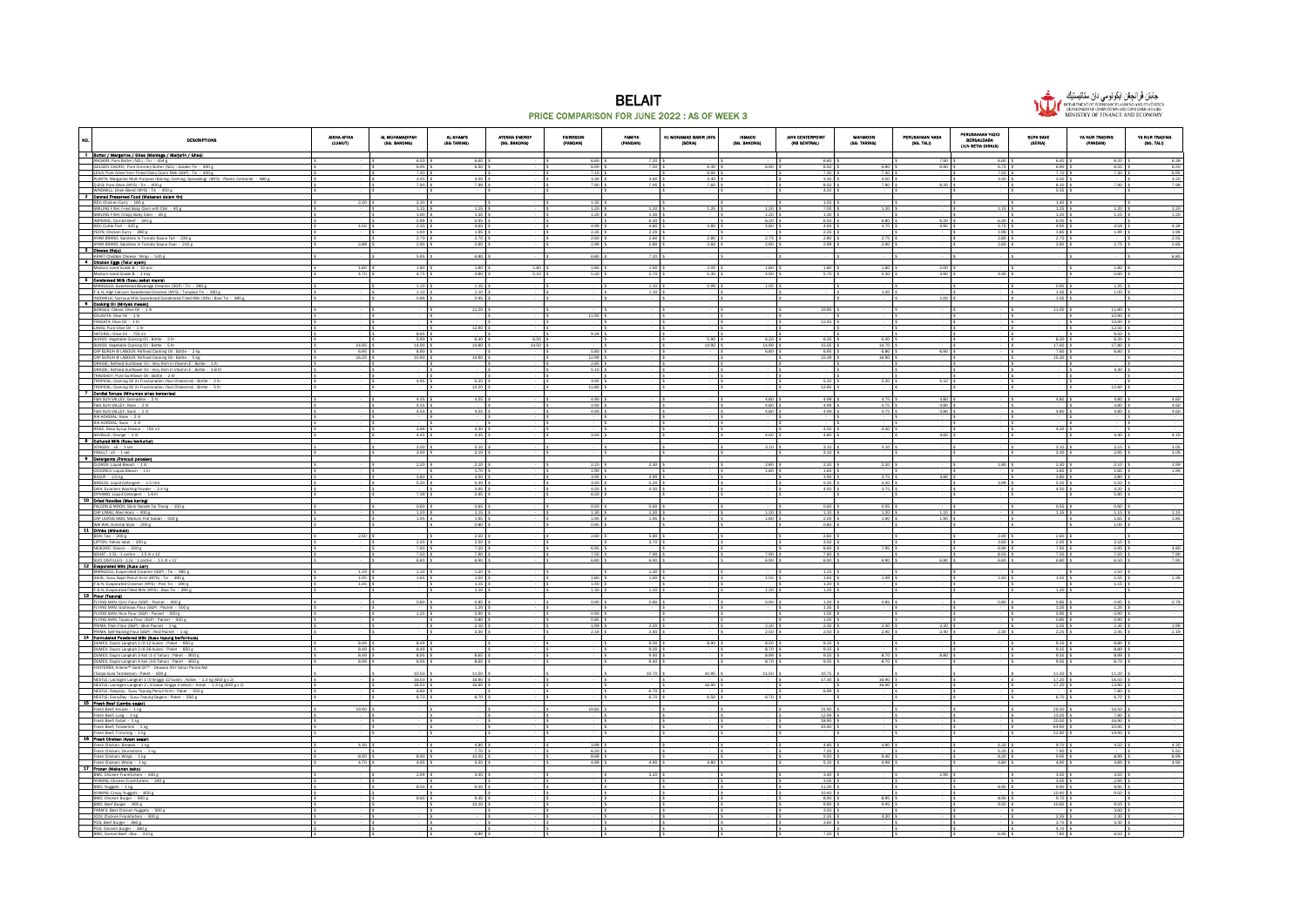# BELAIT

## PRICE COMPARISON FOR JUNE 2022 : AS OF WEEK 3

| NO. | DESCRIPTIONS | AISHA APIXA (LUMUT) | AL MUHAMADIYAH (SG. BAKONG) | AL-KHAMS (SG TARING) | AYESHA ENERGY (SG. BAKONG) | FAIRDEIN (PANDAN) | FAMIYA (PANDAN) | HJ MOHAMAD BAKIR JAYA (SERIA) | ISMACO (SG. BAKONG) | JAYA CENTERPOINT (KB SENTRAL) | MAHMOON (SG. TARING) | PERUSAHAAN NASA (SG. TALI) | PERUSAHAAN YAZID BERSAUDARA (JLN SETIA DIRAJA) | SUPA SAVE (SERIA) | YA NUR TRADING (PANDAN) | YA NUR TRADING (SG. TALI) |
|---|---|---|---|---|---|---|---|---|---|---|---|---|---|---|---|---|
| **1** | **Butter / Margarine / Ghee (Mentega / Marjerin / Ghee)** | | | | | | | | | | | | | | | |
| | ANCHOR: Pure Butter (NZL) : Tin - 454 g | - | 8.50 | 8.80 | - | 8.60 | 7.20 | - | - | 8.60 | - | 7.90 | 8.60 | 8.40 | 8.20 | 8.39 |
| | GOLDEN CHURN: Pure Creamery Butter (NZL) : Golden Tin - 340 g | - | 6.95 | 6.30 | - | 6.80 | 7.50 | 6.40 | 6.60 | 6.50 | 6.80 | 6.90 | 6.75 | 6.60 | 6.50 | 6.50 |
| | LELA: Pure Ghee from Finest Dairy Cows Milk (SGP) : Tin - 400 g | - | 7.40 | - | - | 7.10 | - | 6.95 | - | 7.30 | 7.30 | - | 7.50 | 7.70 | 7.30 | 6.95 |
| | PLANTA: Margarine Multi Purpose (Baking, Cooking, Spreading) (MYS) : Plastic Container - 480 g | - | 3.45 | 3.50 | - | 3.30 | 3.60 | 3.40 | - | 3.30 | 3.50 | - | 3.40 | 3.50 | - | 3.20 |
| | Q.B.B: Pure Ghee (MYS) : Tin - 800 g | - | 7.90 | 7.99 | - | 7.90 | 7.95 | 7.60 | - | 8.50 | 7.80 | 8.20 | - | 8.10 | 7.90 | 7.99 |
| | WINDMILL: Ghee Blend (MYS) : Tin - 400 g | - | - | - | - | - | - | - | - | 4.50 | - | - | - | 5.35 | - | - |
| **2** | **Canned Preserved Food (Makanan dalam tin)** | | | | | | | | | | | | | | | |
| | REX: Chicken Curry - 160 g | 2.20 | 2.20 | - | - | 1.35 | - | - | - | 1.50 | - | - | - | 1.45 | - | - |
| | BAELING FISH: Fried Baby Clam with Chili - 40 g | - | 1.15 | 1.15 | - | 1.20 | 1.20 | 1.25 | 1.20 | 7.00 | 1.20 | - | 1.15 | 1.25 | 1.20 | 1.20 |
| | BAELING FISH: Crispy Baby Clam - 30 g | - | 1.60 | 1.30 | - | 1.20 | 1.30 | - | 1.20 | 1.20 | - | - | - | 1.25 | 1.10 | 1.20 |
| | IMPERIAL: Corned Beef - 340 g | - | 5.99 | 5.95 | - | - | 6.30 | - | 6.20 | 6.50 | 6.80 | 6.20 | 6.20 | 6.00 | - | - |
| | REX: Cuttle Fish - 425 g | 4.50 | 2.10 | 4.80 | - | 4.99 | 4.80 | 4.80 | 4.90 | 4.90 | 4.70 | 4.95 | 4.70 | 4.95 | 4.99 | 4.39 |
| | HUP'S: Chicken Curry - 280 g | - | 1.90 | 1.95 | - | 2.35 | 2.20 | - | - | 2.25 | - | - | 1.99 | 1.85 | 1.99 | 1.99 |
| | POWR BRAND: Sardines in Tomato Sauce Tall - 230 g | - | 2.70 | 2.70 | - | 2.60 | 2.60 | 2.80 | 2.70 | 2.90 | 2.75 | - | 2.60 | 2.75 | - | 2.55 |
| | POWR BRAND: Sardines in Tomato Sauce Oval - 215 g | 2.99 | 2.90 | 2.90 | - | 2.99 | 2.80 | 2.90 | 2.90 | 2.99 | 2.90 | - | 2.60 | 2.90 | 2.75 | 2.65 |
| **3** | **Cheese (Keju)** | | | | | | | | | | | | | | | |
| | KRAFT: Cheddar Cheese : Wrap - 500 g | - | 6.95 | 6.80 | - | 6.80 | 7.20 | - | - | - | - | - | - | - | - | 6.80 |
| **4** | **Chicken Eggs (Telur ayam)** | | | | | | | | | | | | | | | |
| | Medium sized Grade B - 10 pcs | 1.80 | 1.80 | 1.80 | 1.80 | 1.80 | 1.80 | 2.00 | 1.80 | 1.80 | 1.80 | 2.00 | - | - | 1.80 | - |
| | Medium sized Grade B - 1 tray | 4.70 | 4.75 | 4.80 | 5.10 | 5.30 | 5.70 | 5.30 | 4.60 | 5.70 | 5.30 | 4.90 | 4.90 | - | 5.60 | - |
| **5** | **Condensed Milk (Susu pekat manis)** | | | | | | | | | | | | | | | |
| | MARIGOLD: Sweetened Beverage Creamer (SGP) : Tin - 390 g | - | 1.10 | 1.10 | - | - | 1.10 | 0.89 | 1.05 | - | - | - | - | 0.90 | 1.20 | - |
| | F & N: High Calcium Sweetened Creamer (MYS) : Turquoise Tin - 390 g | - | 1.10 | 1.10 | - | - | 1.10 | - | - | - | 1.00 | - | - | 1.05 | 1.00 | - |
| | INDOMILK: Sweetened Condensed Filled Milk (IDN) : Blue Tin - 385 g | - | 0.89 | 0.95 | - | - | - | - | - | - | - | 1.00 | - | 1.05 | - | - |
| **6** | **Cooking Oil (Minyak masak)** | | | | | | | | | | | | | | | |
| | BORGES: Classic Olive Oil - 1 ltr | - | - | 11.20 | - | - | - | - | - | 10.80 | - | - | - | 11.05 | 11.90 | - |
| | COLAVITA: Olive Oil - 1 ltr | - | - | - | - | 11.95 | - | - | - | - | - | - | - | - | 10.90 | - |
| | FRAGATA: Olive Oil - 1 ltr | - | - | - | - | - | - | - | - | 12.40 | - | - | - | - | 10.90 | - |
| | LINAS: Pure Olive Oil - 1 ltr | - | - | 12.90 | - | - | - | - | - | - | - | - | - | - | 12.50 | - |
| | NATUREL: Olive Oil - 750 ml | - | 8.95 | - | - | 8.20 | - | - | - | - | - | - | - | - | 9.50 | - |
| | BURUH: Vegetable Cooking Oil : Bottle - 2 ltr | - | 6.60 | 6.30 | 6.50 | - | - | 5.90 | 6.20 | 6.35 | 6.30 | - | - | 6.20 | 6.20 | - |
| | BURUH: Vegetable Cooking Oil : Bottle - 5 ltr | 14.90 | 14.90 | 14.80 | 14.50 | - | - | 14.90 | 14.99 | 15.05 | 14.70 | - | - | 17.80 | 17.80 | - |
| | CAP BURUH ELABOUR: Refined Cooking Oil : Bottle - 2 kg | 6.95 | 6.90 | - | - | 5.80 | - | - | 6.50 | 6.55 | 6.80 | 6.90 | - | 7.60 | 6.80 | - |
| | CAP BURUH ELABOUR: Refined Cooking Oil : Bottle - 5 kg | 16.25 | 15.90 | 14.90 | - | 12.99 | - | - | - | 15.29 | 16.90 | - | - | 15.30 | - | - |
| | ORKIDE: Refined Sunflower Oil - Very Rich in Vitamin E : Bottle - 1 ltr | - | - | - | - | 2.65 | - | - | - | - | - | - | - | - | - | - |
| | ORKIDE: Refined Sunflower Oil - Very Rich in Vitamin E : Bottle - 1.8 ltr | - | - | - | - | 5.10 | - | - | - | - | - | - | - | - | 4.30 | - |
| | THICKNEY: Pure Sunflower Oil : Bottle - 2 ltr | - | - | - | - | - | - | - | - | - | - | - | - | - | - | - |
| | TROPICAL: Cooking Oil 2x Fractionation (Non Cholesterol) : Bottle - 2 ltr | - | 4.95 | 5.20 | - | 3.95 | - | - | - | 5.20 | 5.20 | 5.10 | - | - | - | - |
| | TROPICAL: Cooking Oil 2x Fractionation (Non Cholesterol) : Bottle - 5 ltr | - | - | 12.00 | - | 11.80 | - | - | - | 12.60 | - | - | - | - | 12.60 | - |
| **7** | **Cordial Syrups (Minuman sirap berperisa)** | | | | | | | | | | | | | | | |
| | F&N SUN VALLEY: Grenadine - 2 ltr | - | 4.55 | 4.55 | - | 4.90 | - | - | 4.80 | 4.99 | 4.75 | 4.80 | - | 4.80 | 4.80 | 4.60 |
| | F&N SUN VALLEY: Rose - 2 ltr | - | 4.55 | - | - | 4.90 | - | - | 4.80 | 4.99 | 4.75 | 4.80 | - | - | 4.80 | 4.60 |
| | F&N SUN VALLEY: Sarsi - 2 ltr | - | 4.55 | 4.55 | - | 4.90 | - | - | 4.80 | 4.99 | 4.75 | 4.80 | - | 4.80 | 4.80 | 4.60 |
| | RIA KORDIAL: Rose - 2 ltr | - | - | - | - | - | - | - | - | - | - | - | - | - | - | - |
| | RIA KORDIAL: Sarsi - 2 ltr | - | - | - | - | - | - | - | - | - | - | - | - | - | - | - |
| | ROSE: Rose Syrup Flavour - 750 ml | - | 3.99 | 4.30 | - | - | - | - | - | 4.50 | 4.30 | - | - | 4.20 | - | - |
| | SRYBELLE: Orange - 2 ltr | - | 4.45 | 4.45 | - | 3.40 | - | - | 3.40 | 4.80 | - | 4.60 | - | - | 4.40 | 4.19 |
| **8** | **Cultured Milk (Susu berkultur)** | | | | | | | | | | | | | | | |
| | VITAGEN : x5 - 1 set | - | 3.00 | 3.10 | - | - | - | - | 3.10 | 3.10 | 3.10 | - | - | 3.10 | 3.10 | 3.05 |
| | YAKULT : x5 - 1 set | - | 3.00 | 3.10 | - | - | - | - | - | 3.10 | - | - | - | 3.10 | 2.95 | 3.05 |
| **9** | **Detergents (Pencuci pakaian)** | | | | | | | | | | | | | | | |
| | CLOROX: Liquid Bleach - 1 ltr | - | 2.20 | 2.10 | - | 2.10 | 2.30 | - | 2.60 | 2.25 | 2.20 | - | 1.80 | 2.30 | 2.10 | 1.99 |
| | DEOTEX: Liquid Bleach - 1 ltr | - | - | 1.70 | - | 1.60 | - | - | 1.60 | 1.65 | - | - | - | 1.60 | 1.60 | 1.99 |
| | BREEZ - 2.5 kg | - | 3.80 | 3.30 | - | 3.95 | 3.80 | - | - | 3.90 | 3.75 | 3.80 | - | 3.80 | 3.80 | - |
| | BREEZE: Liquid Detergent - 1.5 litre | - | 5.20 | 5.40 | - | 3.40 | 5.20 | - | - | 5.15 | 5.20 | - | 3.99 | 5.25 | 5.50 | - |
| | DAIA: Excellent Washing Powder - 2.4 kg | - | - | 3.95 | - | 4.50 | 4.50 | - | - | 4.50 | 3.75 | - | - | 4.50 | 4.20 | - |
| | DYNAMO: Liquid Detergent - 1.6 ltr | - | 7.20 | 5.95 | - | 6.20 | - | - | - | - | - | - | - | - | 5.80 | - |
| **10** | **Dried Noodles (Mee kering)** | | | | | | | | | | | | | | | |
| | FALCON & MOON: Stick Noodle Tai Thong - 350 g | - | 0.60 | 0.65 | - | 0.50 | 0.60 | - | - | 0.60 | 0.55 | - | - | 0.55 | 0.60 | - |
| | CAP LIMAU: Mee Hoon - 400 g | - | 1.20 | 1.15 | - | 1.10 | 1.30 | - | 1.20 | 1.10 | 1.20 | 1.10 | - | 1.15 | 1.15 | 1.15 |
| | CAP LIMAU MBG: Medium Flat Kuteow - 500 g | - | 1.95 | 1.85 | - | 1.85 | 1.95 | - | 1.80 | 2.05 | 1.90 | 1.90 | - | 1.60 | 1.65 | 1.60 |
| | KIM WAH: Universal Style - 200 g | - | - | 0.80 | - | 0.90 | - | - | - | 0.80 | - | - | - | - | 1.00 | - |
| **11** | **Drinks (Minuman)** | | | | | | | | | | | | | | | |
| | DAH: Tea - 200 g | 2.60 | - | 2.50 | - | 2.60 | 2.80 | - | - | 2.60 | - | - | 2.60 | 2.60 | - | - |
| | LIPTON: Yellow Label - 200 g | - | 2.65 | 2.50 | - | - | 3.70 | - | - | 3.50 | - | - | 3.60 | 2.45 | 2.10 | - |
| | NESCAFE: Classic - 200 g | - | 7.60 | 7.30 | - | 6.95 | 7.80 | - | - | 8.60 | 7.95 | - | 6.90 | 7.99 | 5.95 | 4.80 |
| | SUNT: 1.5L : 1 carton - 1.5 ltr x 12 | - | 7.50 | 7.80 | - | 7.50 | 7.80 | 7.80 | - | 7.80 | - | - | 8.50 | 7.50 | 7.60 | 7.60 |
| | SOCI DISTILLED: 1.5L : 1 carton - 1.5 ltr x 12 | - | 6.80 | 6.80 | - | 6.80 | 6.80 | - | 6.90 | 6.90 | 6.80 | 6.80 | 6.80 | 6.80 | 6.50 | 7.60 |
| **12** | **Evaporated Milk (Susu cair)** | | | | | | | | | | | | | | | |
| | MARIGOLD: Evaporated Creamer (SGP) : Tin - 380 g | 1.19 | 1.10 | 1.20 | - | - | 1.10 | - | - | 1.15 | - | - | - | 1.50 | 1.50 | - |
| | IDEAL: Susu Sejat Penuh Krim (MYS) : Tin - 390 g | 1.45 | 1.65 | 1.50 | - | 1.80 | 1.60 | - | 1.55 | 1.60 | 1.49 | - | 1.40 | 1.55 | 1.55 | 1.39 |
| | F & N: Evaporated Creamer (MYS) : Pink Tin - 390 g | 1.05 | - | 1.15 | - | 1.40 | - | - | - | 1.20 | - | - | - | 1.15 | - | - |
| | F & N: Evaporated Filled Milk (MYS) : Blue Tin - 390 g | - | - | 1.10 | - | 1.20 | 1.20 | - | 1.20 | 1.20 | - | - | - | 1.20 | 1.20 | - |
| **13** | **Flour (Tepung)** | | | | | | | | | | | | | | | |
| | FLYING MAN: Corn Flour (SGP) : Packet - 400 g | - | 0.80 | 0.85 | - | 0.90 | 0.80 | - | 0.80 | 1.00 | 0.85 | - | 0.85 | 0.85 | 0.90 | 0.79 |
| | FLYING MAN: Glutinous Flour (SGP) : Packet - 500 g | - | - | 1.20 | - | 1.20 | - | - | - | 1.35 | - | - | - | 1.25 | 1.20 | - |
| | FLYING MAN: Rice Flour (SGP) : Packet - 500 g | - | 1.25 | 0.90 | - | 0.95 | - | - | - | 1.00 | - | - | - | 0.99 | 0.90 | - |
| | FLYING MAN: Tapioca Flour (SGP) : Packet - 500 g | - | - | 0.90 | - | 0.85 | - | - | - | 1.00 | - | - | - | 0.80 | 0.90 | - |
| | PRIMA: Plain Flour (SGP) : Blue Packet - 1 kg | - | - | 2.10 | - | 1.99 | 2.20 | - | 2.20 | 2.30 | 2.30 | 2.30 | - | 2.05 | 2.35 | 1.99 |
| | PRIMA: Self Raising Flour (SGP) : Red Packet - 1 kg | - | - | 2.30 | - | 2.10 | 2.40 | - | 2.50 | 2.50 | 2.40 | 2.40 | 2.20 | 2.25 | 2.45 | 2.19 |
| **14** | **Formulated Powdered Milk (Susu tepung berformula)** | | | | | | | | | | | | | | | |
| | DUMEX: Dugro Langkah 1 (0-12 bulan) : Paket - 850 g | 8.49 | 8.49 | - | - | - | 9.00 | 8.80 | 8.50 | 9.15 | - | - | - | 9.15 | 8.80 | - |
| | DUMEX: Dugro Langkah 2 (6-36 bulan) : Paket - 850 g | 8.49 | 8.49 | - | - | - | 9.00 | - | 8.70 | 9.15 | - | - | - | 9.15 | 8.80 | - |
| | DUMEX: Dugro Langkah 3 Kid (1-3 Tahun) : Paket - 850 g | 8.49 | 8.95 | 8.65 | - | - | 9.40 | - | 8.99 | 9.55 | 8.70 | 8.80 | - | 9.55 | 8.99 | - |
| | DUMEX: Dugro Langkah 4 Kid (4+ Tahun) : Paket - 850 g | 8.49 | 8.95 | 8.65 | - | - | 9.40 | - | 8.70 | 9.55 | 8.70 | - | - | 9.55 | 8.70 | - |
| | FONTERRA: Anlene™ Gold 50™ - Dewasa 45+ tahun Perisa Asli (Tanpa Gula Tambahan) : Paket - 600 g | - | 10.50 | 11.50 | - | - | 10.70 | 10.95 | 11.50 | 10.75 | - | - | - | 11.50 | 11.20 | - |
| | NESTLE: Lactogen Langkah 1 (0 hingga 12 bulan) : Kotak - 1.2 kg (600 g x 2) | - | 16.50 | 16.90 | - | - | - | - | - | 17.30 | 16.90 | - | - | 17.20 | 16.50 | - |
| | NESTLE: Lactogen Langkah 2 (6 bulan hingga 3 tahun) : Kotak - 1.2 kg (600 g x 2) | - | 16.50 | 16.90 | - | - | - | 16.90 | - | - | 16.90 | - | - | 17.20 | 13.90 | - |
| | NESTLE: Nespray - Susu Tepung Penuh Krim : Paket - 550 g | - | 6.80 | - | - | - | 6.70 | - | - | 6.99 | - | - | - | - | 7.80 | - |
| | NESTLE: EveryDay - Susu Tepung Segera : Paket - 550 g | - | 6.70 | 6.70 | - | - | 6.70 | 6.50 | 6.70 | - | - | - | - | 6.70 | 6.70 | - |
| **15** | **Fresh Beef (Lembu segar)** | | | | | | | | | | | | | | | |
| | Fresh Beef: Kesate - 1 kg | 19.00 | - | - | - | 19.00 | - | - | - | 31.90 | - | - | - | 29.50 | 16.50 | - |
| | Fresh Beef: Lung - 1 kg | - | - | - | - | - | - | - | - | 12.00 | - | - | - | 13.50 | 7.80 | - |
| | Fresh Beef: Babat - 1 kg | - | - | - | - | - | - | - | - | 16.90 | - | - | - | 20.50 | 16.90 | - |
| | Fresh Beef: Tenderloin - 1 kg | - | - | - | - | - | - | - | - | 63.90 | - | - | - | 64.90 | 50.90 | - |
| | Fresh Beef: Trimming - 1 kg | - | - | - | - | - | - | - | - | - | - | - | - | 22.90 | 19.90 | - |
| **16** | **Fresh Chicken (Ayam segar)** | | | | | | | | | | | | | | | |
| | Fresh Chicken: Breasts - 1 kg | 6.30 | - | 6.80 | - | 3.99 | - | - | - | 4.80 | 6.80 | - | 4.20 | 8.70 | 8.50 | 4.10 |
| | Fresh Chicken: Drumsticks - 1 kg | - | - | 7.70 | - | 6.20 | - | - | - | 7.20 | - | - | 6.20 | 7.60 | 5.50 | - |
| | Fresh Chicken: Wings - 1 kg | 8.90 | 8.90 | 10.50 | - | 8.69 | - | - | - | 9.00 | 9.80 | - | 8.20 | 8.85 | 8.99 | 8.99 |
| | Fresh Chicken: Whole - 1 kg | 4.70 | 4.95 | 5.30 | - | 3.99 | 4.60 | 4.80 | - | 5.10 | 4.99 | - | 4.60 | 4.80 | 4.80 | 4.50 |
| **17** | **Frozen (Makanan beku)** | | | | | | | | | | | | | | | |
| | BMC: Chicken Frankfurters - 340 g | - | 2.99 | 3.40 | - | - | 3.20 | - | - | 3.40 | - | 2.99 | - | 3.30 | 3.50 | - |
| | AYAMAS: Chicken Frankfurters - 340 g | - | - | - | - | - | - | - | - | - | - | - | - | 3.05 | 2.90 | - |
| | BMC: Nuggets - 1 kg | - | 8.50 | 9.50 | - | - | - | - | - | 11.90 | - | - | 8.95 | 9.95 | 9.95 | - |
| | AYAMAS: Crispy Nuggets - 850 g | - | - | - | - | - | - | - | - | 10.40 | - | - | - | 10.40 | 9.50 | - |
| | BMC: Chicken Burger - 800 g | - | 8.60 | 9.30 | - | - | - | - | - | 9.90 | 8.95 | - | 8.50 | 8.70 | 9.50 | - |
| | BMC: Beef Burger - 800 g | - | - | 10.20 | - | - | - | - | - | 9.90 | 9.95 | - | 9.50 | 10.60 | 9.50 | - |
| | FARM'S: Best Chicken Nuggets - 300 g | - | - | - | - | - | - | - | - | 3.50 | - | - | - | - | 3.60 | - |
| | KQS: Chicken Frankfurters - 300 g | - | - | - | - | - | - | - | - | 2.35 | 4.20 | - | - | 2.35 | 2.30 | - |
| | KQS: Beef Burger - 360 g | - | - | - | - | - | - | - | - | 3.60 | - | - | - | 3.75 | 3.30 | - |
| | KQS: Chicken Burger - 360 g | - | - | - | - | - | - | - | - | - | - | - | - | 4.70 | - | - |
| | BMC: Corned Beef : Box - 310 g | - | - | 6.80 | - | - | - | - | - | 7.20 | - | - | 6.65 | 7.60 | 6.50 | - |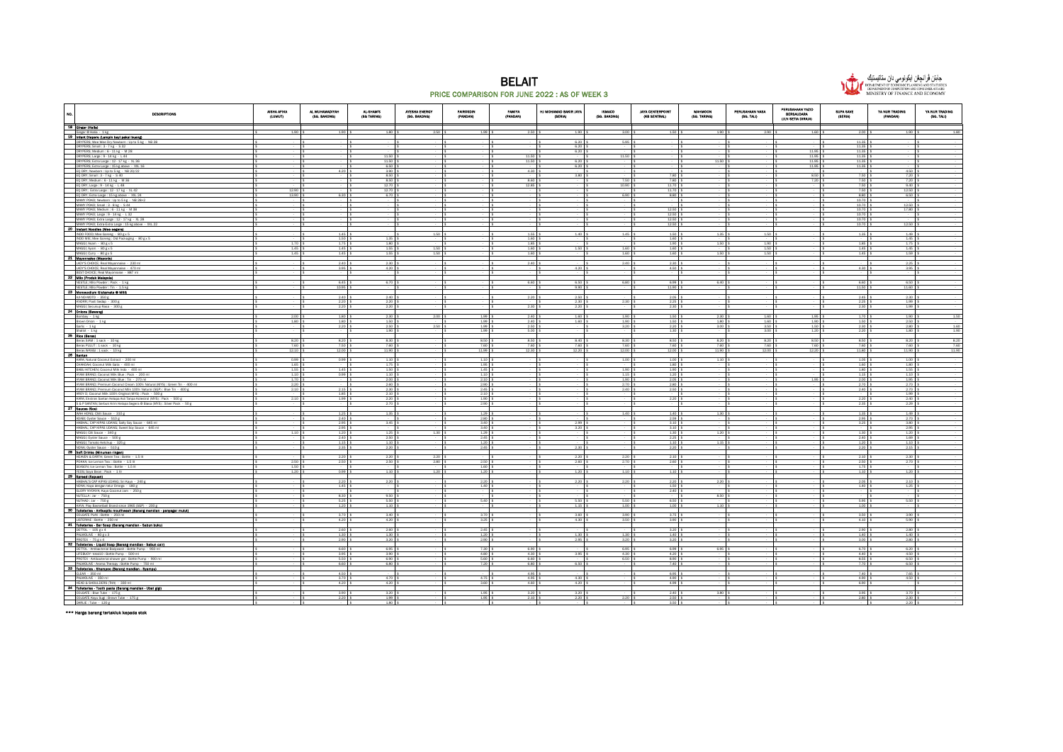# BELAIT

## PRICE COMPARISON FOR JUNE 2022 : AS OF WEEK 3

| NO. | DESCRIPTIONS | AMHA APIXA (LUMUT) | AL MUHAMADIYAH (SG. BAKONG) | AL-KHAMS (SG TARING) | AYESHA ENERGY (SG. BAKONG) | FAIRODZIN (PANDAN) | FAMIYA (PANDAN) | HJ MOHAMAD BAKIR JAYA (SERIA) | ISMACO (SG. BAKONG) | JAYA CENTERPOINT (KB SENTRAL) | MAHMOON (SG. TARING) | PERUSAHAAN NASA (SG. TALI) | PERUSAHAAN YAZID BERSAUDARA (JLN SETIA DIRAJA) | SUPA SAVE (SERIA) | YA NUR TRADING (PANDAN) | YA NUR TRADING (SG. TALI) |
|---|---|---|---|---|---|---|---|---|---|---|---|---|---|---|---|---|
| **18** | **Ginger (Halia)** | | | | | | | | | | | | | | | |
| | Ginger @ Halia - 1 kg | 1.90 | 1.90 | 1.80 | 2.50 | 1.99 | 2.50 | 1.90 | 3.00 | 1.50 | 1.90 | 2.90 | 1.60 | 2.00 | 1.90 | 1.60 |
| **19** | **Infant Diapers (Lampin bayi pakai buang)** | | | | | | | | | | | | | | | |
| | DRYPERS: Wee Wee Dry Newborn - Up to 5 kg - NB 28 | - | - | - | - | - | - | 5.95 | - | - | - | - | - | 11.35 | - | - |
| | DRYPERS: Small: 3 - 7 kg - S 32 | - | - | - | - | - | - | 6.20 | - | - | - | - | - | 11.35 | - | - |
| | DRYPERS: Medium: 6 - 11 kg - M 28 | - | - | - | - | - | - | 6.20 | - | - | - | - | - | 11.35 | - | - |
| | DRYPERS: Large: 9 - 14 kg - L 24 | - | - | 11.50 | - | - | 11.50 | 6.20 | 11.50 | - | - | - | 11.95 | 11.35 | - | - |
| | DRYPERS: Extra Large: 12 - 17 kg - XL 36 | - | - | 11.50 | - | - | 11.50 | 6.20 | - | - | 13.90 | - | 11.95 | 11.35 | - | - |
| | DRYPERS: Extra Large: 15 kg above - XXL 16 | - | - | 6.50 | - | - | - | 6.20 | - | - | - | - | 11.95 | 11.35 | - | - |
| | EQ DRY: Newborn : Up to 5 kg - NB 20/22 | - | 4.20 | 3.90 | - | - | 4.30 | - | - | - | - | - | - | - | 8.50 | - |
| | EQ DRY: Small : 3 - 7 kg - S 40 | - | - | 8.50 | - | - | - | 3.90 | - | 7.80 | - | - | 8.50 | 7.50 | 7.20 | - |
| | EQ DRY: Medium : 6 - 11 kg - M 38 | - | - | 8.50 | - | - | 8.60 | - | 7.50 | 7.80 | - | - | 7.20 | 7.50 | 7.20 | - |
| | EQ DRY: Large : 9 - 14 kg - L 48 | - | - | 12.70 | - | - | 12.65 | - | 10.00 | 11.70 | - | - | - | 7.50 | 9.40 | - |
| | EQ DRY: Extra Large : 12 - 17 kg above - XL 42 | 12.90 | - | 12.70 | - | - | - | - | - | 11.70 | - | - | - | 7.50 | 12.50 | - |
| | EQ DRY: Extra Large : 15 kg above - XXL 24 | 12.90 | 6.10 | 6.70 | - | - | - | - | 6.90 | 8.80 | - | - | - | 8.80 | 8.50 | - |
| | MAMY POKO: Newborn : Up to 5 kg - NB 28+2 | - | - | - | - | - | - | - | - | - | - | - | - | 10.70 | - | - |
| | MAMY POKO: Small : 3 - 8 kg - S 44 | - | - | - | - | - | - | - | - | - | - | - | - | 10.70 | 12.50 | - |
| | MAMY POKO: Medium : 6 - 11 kg - M 38 | - | - | - | - | - | - | - | - | 12.50 | - | - | - | 10.70 | 17.90 | - |
| | MAMY POKO: Large : 9 - 14 kg - L 32 | - | - | - | - | - | - | - | - | 12.50 | - | - | - | 10.70 | - | - |
| | MAMY POKO: Extra Large : 12 - 17 kg - XL 28 | - | - | - | - | - | - | - | - | 12.50 | - | - | - | 10.70 | - | - |
| | MAMY POKO: Extra Extra Large : 15 kg above - XXL 22 | - | - | - | - | - | - | - | - | 12.50 | - | - | - | 10.70 | 12.50 | - |
| **20** | **Instant Noodles (Mee segera)** | | | | | | | | | | | | | | | |
| | INDO FOOD: Mee Goreng - 80 g x 5 | - | 1.45 | - | 1.50 | - | 1.55 | 1.40 | 1.45 | 1.50 | 1.35 | 1.50 | - | 1.35 | 1.49 | - |
| | INDO MIE: Mee Goreng : Old Packaging - 80 g x 5 | - | 1.50 | 1.35 | - | - | 1.65 | - | - | 1.60 | - | - | - | - | 1.45 | - |
| | MAGGI: Asam - 80 g x 5 | 1.70 | 1.75 | 1.80 | - | - | 1.80 | - | - | 1.90 | 1.50 | 1.90 | - | 1.80 | 1.75 | - |
| | MAGGI: Ayam - 80 g x 5 | 1.45 | 1.45 | 1.55 | 1.50 | - | 1.60 | 1.50 | 1.60 | 1.60 | - | 1.50 | - | 1.45 | 1.45 | - |
| | MAGGI: Curry - 80 g x 5 | 1.45 | 1.45 | 1.55 | 1.50 | - | 1.60 | - | 1.60 | 1.60 | 1.50 | 1.50 | - | 1.45 | 1.59 | - |
| **21** | **Mayonnaise (Mayonis)** | | | | | | | | | | | | | | | |
| | LADY'S CHOICE: Real Mayonnaise - 220 ml | - | 2.40 | 2.30 | - | - | 2.40 | - | 2.40 | 2.30 | - | - | - | - | 2.25 | - |
| | LADY'S CHOICE: Real Mayonnaise - 470 ml | - | 3.85 | 4.20 | - | - | - | 4.20 | - | 4.50 | - | - | - | 4.30 | 3.95 | - |
| | BEST CHOICE: Real Mayonnaise - 480 ml | - | - | - | - | - | - | - | - | - | - | - | - | - | - | - |
| **22** | **Milo (Produk Malaysia)** | | | | | | | | | | | | | | | |
| | NESTLE 'Milo Powder' - Pack - 1 kg | - | 8.65 | 8.70 | - | - | 8.60 | 8.50 | 8.80 | 8.99 | 8.40 | - | - | 8.60 | 8.50 | - |
| | NESTLE 'Milo Powder' - Tin - 1.5 kg | - | 10.65 | - | - | - | - | 8.90 | - | 11.80 | - | - | - | 11.50 | 11.80 | - |
| **23** | **Monosodium Glutamate @ MSG** | | | | | | | | | | | | | | | |
| | AJI-NO-MOTO - 450 g | - | 2.40 | 2.40 | - | - | 2.20 | 2.50 | - | 2.55 | - | - | - | 2.45 | 2.30 | - |
| | ANDRO Pasti Sedap - 400 g | - | 2.20 | 2.20 | - | - | - | 2.30 | 2.30 | 2.25 | - | - | - | 2.25 | 1.99 | - |
| | MAGGI Secukup Rasa - 300 g | - | 2.20 | 2.30 | - | - | 2.30 | 2.20 | - | 2.30 | - | - | - | 2.30 | 1.99 | - |
| **24** | **Onions (Bawang)** | | | | | | | | | | | | | | | |
| | Bombay - 1 kg | 2.00 | 1.80 | 2.30 | 2.00 | 1.99 | 2.40 | 1.80 | 1.90 | 1.50 | 2.30 | 1.60 | 1.95 | 1.70 | 1.90 | 1.50 |
| | Brown Onion - 1 kg | 1.80 | 1.80 | 1.50 | - | 1.99 | 2.40 | 1.80 | 1.90 | 1.50 | 1.80 | 1.60 | 1.90 | 1.55 | 2.50 | - |
| | Garlic - 1 kg | - | 2.20 | 2.30 | 2.50 | 1.99 | 2.50 | - | 3.20 | 2.20 | 3.00 | 3.50 | 1.50 | 2.30 | 2.80 | 1.60 |
| | Shallot - 1 kg | - | - | 1.90 | - | 1.99 | 5.00 | - | - | 1.30 | - | 3.00 | 1.20 | 2.25 | 1.80 | 1.90 |
| **25** | **Rice (Beras)** | | | | | | | | | | | | | | | |
| | Beras SIAM : 1 sack - 10 kg | 8.20 | 8.20 | 8.30 | - | 8.50 | 8.50 | 8.40 | 8.30 | 8.50 | 8.20 | 8.20 | 8.50 | 8.20 | 8.20 | 8.20 |
| | Beras PULUT : 1 sack - 10 kg | 7.60 | 7.60 | 7.80 | - | 7.60 | 7.60 | 7.40 | 7.60 | 7.60 | 7.60 | 7.60 | 7.60 | 7.60 | 7.60 | 7.60 |
| | Beras WANGI : 1 sack - 10 kg | 12.10 | 12.00 | 11.90 | - | 11.90 | 12.30 | 12.20 | 12.00 | 12.00 | 11.90 | 12.00 | 12.25 | 11.80 | 11.90 | 11.90 |
| **26** | **Santan** | | | | | | | | | | | | | | | |
| | AARA: Natural Coconut Extract - 200 ml | 0.99 | 0.99 | 1.10 | - | 1.10 | - | - | 1.00 | 1.00 | 1.10 | - | - | 1.05 | 1.00 | - |
| | DAWAMAS: Coconut Milk Santan - 400 ml | 1.60 | - | 1.70 | - | 1.90 | - | - | - | 1.80 | - | - | - | 1.80 | 1.80 | - |
| | BABA KITCHEN: Coconut Milk Kotak - 400 ml | 1.55 | 1.45 | 1.50 | - | 1.45 | - | - | 1.90 | 1.90 | - | - | - | 1.80 | 1.55 | - |
| | KARA BRAND: Coconut Milk Blue : Pack - 200 ml | 1.10 | 0.99 | 1.00 | - | 1.10 | - | - | 1.15 | 1.20 | - | - | - | 1.15 | 1.10 | - |
| | KARA BRAND: Coconut Milk Blue : Tin - 270 ml | 1.70 | - | 2.00 | - | 2.10 | - | - | 1.90 | 2.00 | - | - | 1.66 | 2.00 | 1.95 | - |
| | KARA BRAND: Premium Coconut Cream 100% Natural (MYS) : Green Tin - 400 ml | 2.20 | - | 2.60 | - | 2.60 | - | - | 2.70 | 2.80 | - | - | - | 2.70 | 2.70 | - |
| | KARA BRAND: Premium Coconut Milk 100% Natural (SGP) : Blue Tin - 400 g | 2.10 | 2.15 | 2.30 | - | 2.45 | - | - | 2.40 | 2.50 | - | - | - | 2.40 | 2.70 | - |
| | ARO'S: Coconut Milk 100% Original (MYS) : Pack - 500 g | - | 1.65 | 2.20 | - | 2.10 | - | - | - | - | - | - | - | - | 1.99 | - |
| | AARA: Ekstrak Santan Kelapa Asli Tanpa Kolesterol (MYS) : Pack - 500 g | 2.10 | 1.99 | 2.20 | - | 1.99 | - | - | - | 2.20 | - | - | - | 2.20 | 2.40 | - |
| | S & P SANTAN: Santan Krim Kelapa Segera @ Bawa (MYS) : Silver Pack - 50 g | - | - | 2.20 | - | 2.60 | - | - | - | - | - | - | - | 2.15 | 2.20 | - |
| **27** | **Sauces (Sos)** | | | | | | | | | | | | | | | |
| | KAH HONG: Chilli Sauce - 330 g | - | 1.25 | 1.35 | - | 1.20 | - | - | 1.40 | 1.40 | 1.30 | - | - | 1.35 | 1.49 | - |
| | ADABI: Oyster Sauce - 510 g | - | 2.40 | - | - | 2.80 | - | - | - | 2.59 | - | - | - | 2.95 | 2.70 | - |
| | KICAP CAP KIPAS UDANG: Salty Soy Sauce - 645 ml | - | 2.95 | 3.45 | - | 3.40 | - | 2.99 | - | 3.10 | - | - | - | 3.25 | 3.60 | - |
| | KICAP CAP KIPAS UDANG: Sweet Soy Sauce - 645 ml | - | 2.95 | - | - | 3.40 | - | 3.30 | - | 3.10 | - | - | - | - | 2.95 | - |
| | MAGGI: Chili Sauce - 340 g | 1.10 | 1.20 | 1.25 | 1.30 | 1.25 | - | - | - | 1.30 | 1.20 | - | - | 1.30 | 1.25 | - |
| | MAGGI: Oyster Sauce - 500 g | - | 2.40 | 2.50 | - | 2.45 | - | - | - | 2.25 | - | - | - | 2.40 | 1.69 | - |
| | MAGGI: Tomato Ketchup - 325 g | - | 1.15 | 1.20 | - | 1.20 | - | - | - | 1.10 | 1.15 | - | - | 1.20 | 1.10 | - |
| | ADABI: Oyster Sauce - 510 g | - | 2.35 | 2.20 | - | 2.45 | - | 2.30 | - | 2.20 | - | - | - | 2.20 | 2.15 | - |
| **28** | **Soft Drinks (Minuman ringan)** | | | | | | | | | | | | | | | |
| | HEAVEN & EARTH: Green Tea : Bottle - 1.5 lt | - | 2.20 | 2.20 | 2.20 | - | - | 2.20 | 2.20 | 2.10 | - | - | - | 2.10 | 2.30 | - |
| | POKKA: Ice Lemon Tea : Bottle - 1.5 lt | 2.50 | 2.50 | 2.95 | 2.80 | 2.50 | 2.80 | 2.70 | - | 2.60 | - | - | - | 2.60 | 2.70 | - |
| | SUNKIST: Ice Lemon Tea : Bottle - 1.5 lt | 1.50 | - | 1.60 | - | 1.60 | - | - | - | - | - | - | - | 1.75 | 1.75 | - |
| | YEO'S: Soya Bean : Pack - 1 lt | 1.20 | 0.99 | 1.10 | 1.20 | 1.20 | - | 1.20 | 1.10 | 1.10 | - | - | - | 1.15 | 1.20 | - |
| **29** | **Spread (Sapuan)** | | | | | | | | | | | | | | | |
| | HIGHWAY SRI KAYA KELAPA / UDANG: Sri Kaya - 240 g | - | 2.20 | 2.20 | - | 2.20 | - | 2.20 | 2.20 | 2.20 | 2.20 | - | - | 2.05 | 2.10 | - |
| | YEAH: Kaya dengan Telur Omega - 180 g | - | 1.45 | - | - | 1.40 | - | - | - | 1.50 | - | - | - | 1.40 | 1.25 | - |
| | GLORY NYONYA: Kaya Coconut Jam - 250 g | - | - | - | - | - | - | - | - | 2.40 | - | - | - | - | - | - |
| | NUTELLA: Jar - 750 g | - | 8.30 | 8.50 | - | - | - | - | - | - | 8.50 | - | - | - | - | - |
| | NUTRIKID: Jar - 750 g | - | 5.25 | 5.50 | - | 5.40 | - | 5.50 | 5.50 | 6.50 | - | - | - | 5.65 | 5.50 | - |
| | KAYA: Pop Basketball Brand since 1965 (SGP) - 200 g | - | 1.20 | 1.10 | - | - | - | 1.15 | 1.00 | 1.00 | 1.10 | - | - | 1.00 | - | - |
| **30** | **Toiletries - Antiseptic mouthwash (Barang mandian - pencegar mulut)** | | | | | | | | | | | | | | | |
| | COLGATE PLAX : Bottle - 250 ml | - | 3.70 | 3.40 | - | 3.70 | - | 3.60 | 3.60 | 3.75 | - | - | - | 3.50 | 3.90 | - |
| | LISTERINE : Bottle - 250 ml | - | 4.20 | 4.20 | - | 3.25 | - | 4.30 | 3.50 | 3.90 | - | - | - | 4.10 | 5.90 | - |
| **31** | **Toiletries - Bar Soap (Barang mandian - Sabun buku)** | | | | | | | | | | | | | | | |
| | DETTOL - 105 g x 4 | - | 2.60 | 2.60 | - | 2.45 | - | - | - | 3.20 | - | - | - | 2.80 | 2.80 | - |
| | PALMOLIVE - 80 g x 5 | - | 1.50 | 1.30 | - | 1.20 | - | 1.30 | 1.30 | 1.40 | - | - | - | 1.40 | 1.40 | - |
| | PROTEX - 75 g x 4 | - | 2.80 | 3.20 | - | 2.90 | - | 2.95 | 3.20 | 3.20 | - | - | - | 3.05 | 2.80 | - |
| **32** | **Toiletries - Liquid Soap (Barang mandian - Sabun cair)** | | | | | | | | | | | | | | | |
| | DETTOL - Antibacterial Bodywash : Bottle Pump - 950 ml | - | 6.60 | 6.85 | - | 7.30 | 6.80 | - | 6.95 | 6.99 | 6.85 | - | - | 6.70 | 6.20 | - |
| | LIFEBUOY: total10 : Bottle Pump - 500 ml | - | 3.85 | 3.90 | - | 4.60 | 4.30 | 3.95 | 4.20 | 4.20 | - | - | - | 4.40 | 4.50 | - |
| | PROTEX - Antibacterial shower gel : Bottle Pump - 900 ml | - | 6.50 | 6.90 | - | 5.60 | 6.60 | - | 6.50 | 6.99 | - | - | - | 6.55 | 6.50 | - |
| | PALMOLIVE - Aroma Therapy : Bottle Pump - 750 ml | - | 6.60 | 6.80 | - | 7.20 | 6.80 | 6.50 | - | 7.40 | - | - | - | 7.70 | 6.50 | - |
| **33** | **Toiletries - Shampoo (Barang mandian - Syampu)** | | | | | | | | | | | | | | | |
| | CLEAR - 350 ml | - | 4.50 | - | - | - | 4.85 | - | - | 6.65 | - | - | - | 7.40 | 7.65 | - |
| | PALMOLIVE - 350 ml | - | 3.70 | 4.70 | - | 4.75 | 4.85 | 4.30 | - | 4.90 | - | - | - | 4.85 | 4.50 | - |
| | HEAD & SHOULDERS (THA) - 330 ml | - | 4.20 | 4.20 | - | 3.60 | 4.60 | 4.20 | - | 4.99 | - | - | - | 6.60 | - | - |
| **34** | **Toiletries - Tooth paste (Barang mandian - Ubat gigi)** | | | | | | | | | | | | | | | |
| | COLGATE: Blue Tube - 175 g | - | 3.90 | 3.20 | - | 1.90 | 3.20 | 3.20 | - | 2.40 | 3.80 | - | - | 3.85 | 3.70 | - |
| | COLGATE: Kayu Sugi : Brown Tube - 175 g | - | 2.20 | 1.99 | - | 1.90 | 2.10 | 2.30 | 2.20 | 2.50 | - | - | - | 2.80 | 2.30 | - |
| | DARLIE : Tube - 120 g | - | - | 1.80 | - | - | - | - | - | 3.50 | - | - | - | - | 2.20 | - |

***** Harga barang tertakluk kepada stok**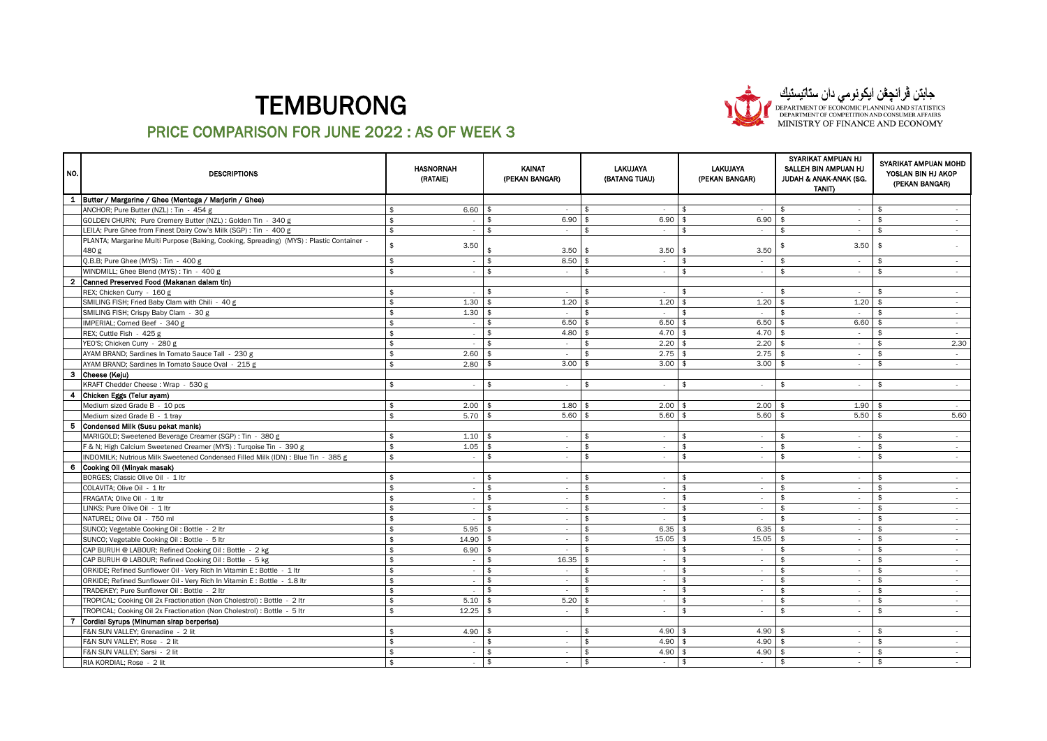# TEMBURONG

## PRICE COMPARISON FOR JUNE 2022 : AS OF WEEK 3

جابتن ڤرانچڠن ايكونومي دان ستاتيستيك
DEPARTMENT OF ECONOMIC PLANNING AND STATISTICS
DEPARTMENT OF COMPETITION AND CONSUMER AFFAIRS
MINISTRY OF FINANCE AND ECONOMY

| NO. | DESCRIPTIONS | HASNORNAH (RATAIE) | KAINAT (PEKAN BANGAR) | LAKUJAYA (BATANG TUAU) | LAKUJAYA (PEKAN BANGAR) | SYARIKAT AMPUAN HJ SALLEH BIN AMPUAN HJ JUDAH & ANAK-ANAK (SG. TANIT) | SYARIKAT AMPUAN MOHD YOSLAN BIN HJ AKOP (PEKAN BANGAR) |
|---|---|---|---|---|---|---|---|
| 1 | Butter / Margarine / Ghee (Mentega / Marjerin / Ghee) | | | | | | |
| | ANCHOR; Pure Butter (NZL) : Tin - 454 g | $ 6.60 | $ - | $ - | $ - | $ - | $ - |
| | GOLDEN CHURN; Pure Cremery Butter (NZL) : Golden Tin - 340 g | $ - | $ 6.90 | $ 6.90 | $ 6.90 | $ - | $ - |
| | LEILA; Pure Ghee from Finest Dairy Cow's Milk (SGP) : Tin - 400 g | $ - | $ - | $ - | $ - | $ - | $ - |
| | PLANTA; Margarine Multi Purpose (Baking, Cooking, Spreading) (MYS) : Plastic Container - 480 g | $ 3.50 | $ 3.50 | $ 3.50 | $ 3.50 | $ 3.50 | $ - |
| | Q.B.B; Pure Ghee (MYS) : Tin - 400 g | $ - | $ 8.50 | $ - | $ - | $ - | $ - |
| | WINDMILL; Ghee Blend (MYS) : Tin - 400 g | $ - | $ - | $ - | $ - | $ - | $ - |
| 2 | Canned Preserved Food (Makanan dalam tin) | | | | | | |
| | REX; Chicken Curry - 160 g | $ - | $ - | $ - | $ - | $ - | $ - |
| | SMILING FISH; Fried Baby Clam with Chili - 40 g | $ 1.30 | $ 1.20 | $ 1.20 | $ 1.20 | $ 1.20 | $ - |
| | SMILING FISH; Crispy Baby Clam - 30 g | $ 1.30 | $ - | $ - | $ - | $ - | $ - |
| | IMPERIAL; Corned Beef - 340 g | $ - | $ 6.50 | $ 6.50 | $ 6.50 | $ 6.60 | $ - |
| | REX; Cuttle Fish - 425 g | $ - | $ 4.80 | $ 4.70 | $ 4.70 | $ - | $ - |
| | YEO'S; Chicken Curry - 280 g | $ - | $ - | $ 2.20 | $ 2.20 | $ - | $ 2.30 |
| | AYAM BRAND; Sardines In Tomato Sauce Tall - 230 g | $ 2.60 | $ - | $ 2.75 | $ 2.75 | $ - | $ - |
| | AYAM BRAND; Sardines In Tomato Sauce Oval - 215 g | $ 2.80 | $ 3.00 | $ 3.00 | $ 3.00 | $ - | $ - |
| 3 | Cheese (Keju) | | | | | | |
| | KRAFT Chedder Cheese : Wrap - 530 g | $ - | $ - | $ - | $ - | $ - | $ - |
| 4 | Chicken Eggs (Telur ayam) | | | | | | |
| | Medium sized Grade B - 10 pcs | $ 2.00 | $ 1.80 | $ 2.00 | $ 2.00 | $ 1.90 | $ - |
| | Medium sized Grade B - 1 tray | $ 5.70 | $ 5.60 | $ 5.60 | $ 5.60 | $ 5.50 | $ 5.60 |
| 5 | Condensed Milk (Susu pekat manis) | | | | | | |
| | MARIGOLD; Sweetened Beverage Creamer (SGP) : Tin - 380 g | $ 1.10 | $ - | $ - | $ - | $ - | $ - |
| | F & N; High Calcium Sweetened Creamer (MYS) : Turqoise Tin - 390 g | $ 1.05 | $ - | $ - | $ - | $ - | $ - |
| | INDOMILK; Nutrious Milk Sweetened Condensed Filled Milk (IDN) : Blue Tin - 385 g | $ - | $ - | $ - | $ - | $ - | $ - |
| 6 | Cooking Oil (Minyak masak) | | | | | | |
| | BORGES; Classic Olive Oil - 1 ltr | $ - | $ - | $ - | $ - | $ - | $ - |
| | COLAVITA; Olive Oil - 1 ltr | $ - | $ - | $ - | $ - | $ - | $ - |
| | FRAGATA; Olive Oil - 1 ltr | $ - | $ - | $ - | $ - | $ - | $ - |
| | LINKS; Pure Olive Oil - 1 ltr | $ - | $ - | $ - | $ - | $ - | $ - |
| | NATUREL; Olive Oil - 750 ml | $ - | $ - | $ - | $ - | $ - | $ - |
| | SUNCO; Vegetable Cooking Oil : Bottle - 2 ltr | $ 5.95 | $ - | $ 6.35 | $ 6.35 | $ - | $ - |
| | SUNCO; Vegetable Cooking Oil : Bottle - 5 ltr | $ 14.90 | $ - | $ 15.05 | $ 15.05 | $ - | $ - |
| | CAP BURUH @ LABOUR; Refined Cooking Oil : Bottle - 2 kg | $ 6.90 | $ - | $ - | $ - | $ - | $ - |
| | CAP BURUH @ LABOUR; Refined Cooking Oil : Bottle - 5 kg | $ - | $ 16.35 | $ - | $ - | $ - | $ - |
| | ORKIDE; Refined Sunflower Oil - Very Rich In Vitamin E : Bottle - 1 ltr | $ - | $ - | $ - | $ - | $ - | $ - |
| | ORKIDE; Refined Sunflower Oil - Very Rich In Vitamin E : Bottle - 1.8 ltr | $ - | $ - | $ - | $ - | $ - | $ - |
| | TRADEKEY; Pure Sunflower Oil : Bottle - 2 ltr | $ - | $ - | $ - | $ - | $ - | $ - |
| | TROPICAL; Cooking Oil 2x Fractionation (Non Cholestrol) : Bottle - 2 ltr | $ 5.10 | $ 5.20 | $ - | $ - | $ - | $ - |
| | TROPICAL; Cooking Oil 2x Fractionation (Non Cholestrol) : Bottle - 5 ltr | $ 12.25 | $ - | $ - | $ - | $ - | $ - |
| 7 | Cordial Syrups (Minuman sirap berperisa) | | | | | | |
| | F&N SUN VALLEY; Grenadine - 2 lit | $ 4.90 | $ - | $ 4.90 | $ 4.90 | $ - | $ - |
| | F&N SUN VALLEY; Rose - 2 lit | $ - | $ - | $ 4.90 | $ 4.90 | $ - | $ - |
| | F&N SUN VALLEY; Sarsi - 2 lit | $ - | $ - | $ 4.90 | $ 4.90 | $ - | $ - |
| | RIA KORDIAL; Rose - 2 lit | $ - | $ - | $ - | $ - | $ - | $ - |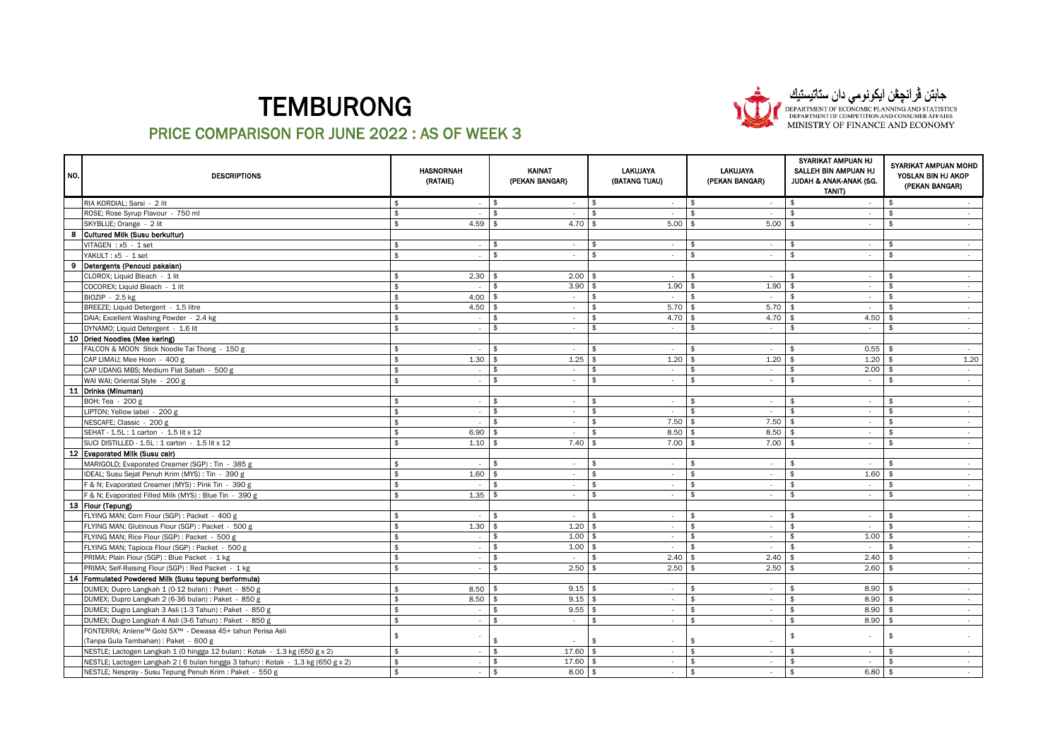# TEMBURONG

## PRICE COMPARISON FOR JUNE 2022 : AS OF WEEK 3

جابتن ڤرانچڠن ايکونومي دان ستاتيستيک
DEPARTMENT OF ECONOMIC PLANNING AND STATISTICS
DEPARTMENT OF COMPETITION AND CONSUMER AFFAIRS
MINISTRY OF FINANCE AND ECONOMY

| NO. | DESCRIPTIONS | HASNORNAH (RATAIE) | KAINAT (PEKAN BANGAR) | LAKUJAYA (BATANG TUAU) | LAKUJAYA (PEKAN BANGAR) | SYARIKAT AMPUAN HJ SALLEH BIN AMPUAN HJ JUDAH & ANAK-ANAK (SG. TANIT) | SYARIKAT AMPUAN MOHD YOSLAN BIN HJ AKOP (PEKAN BANGAR) |
|---|---|---|---|---|---|---|---|
| | RIA KORDIAL; Sarsi - 2 lit | $ - | $ - | $ - | $ - | $ - | $ - |
| | ROSE; Rose Syrup Flavour - 750 ml | $ - | $ - | $ - | $ - | $ - | $ - |
| | SKYBLUE; Orange - 2 lit | $ 4.59 | $ 4.70 | $ 5.00 | $ 5.00 | $ - | $ - |
| 8 | Cultured Milk (Susu berkultur) | | | | | | |
| | VITAGEN : x5 - 1 set | $ - | $ - | $ - | $ - | $ - | $ - |
| | YAKULT : x5 - 1 set | $ - | $ - | $ - | $ - | $ - | $ - |
| 9 | Detergents (Pencuci pakaian) | | | | | | |
| | CLOROX; Liquid Bleach - 1 lit | $ 2.30 | $ 2.00 | $ - | $ - | $ - | $ - |
| | COCOREX; Liquid Bleach - 1 lit | $ - | $ 3.90 | $ 1.90 | $ 1.90 | $ - | $ - |
| | BIOZIP - 2.5 kg | $ 4.00 | $ - | $ - | $ - | $ - | $ - |
| | BREEZE; Liquid Detergent - 1.5 litre | $ 4.50 | $ - | $ 5.70 | $ 5.70 | $ - | $ - |
| | DAIA; Excellent Washing Powder - 2.4 kg | $ - | $ - | $ 4.70 | $ 4.70 | $ 4.50 | $ - |
| | DYNAMO; Liquid Detergent - 1.6 lit | $ - | $ - | $ - | $ - | $ - | $ - |
| 10 | Dried Noodles (Mee kering) | | | | | | |
| | FALCON & MOON Stick Noodle Tai Thong - 150 g | $ - | $ - | $ - | $ - | $ 0.55 | $ - |
| | CAP LIMAU; Mee Hoon - 400 g | $ 1.30 | $ 1.25 | $ 1.20 | $ 1.20 | $ 1.20 | $ 1.20 |
| | CAP UDANG MBS; Medium Flat Sabah - 500 g | $ - | $ - | $ - | $ - | $ 2.00 | $ - |
| | WAI WAI; Oriental Style - 200 g | $ - | $ - | $ - | $ - | $ - | $ - |
| 11 | Drinks (Minuman) | | | | | | |
| | BOH; Tea - 200 g | $ - | $ - | $ - | $ - | $ - | $ - |
| | LIPTON; Yellow label - 200 g | $ - | $ - | $ - | $ - | $ - | $ - |
| | NESCAFE; Classic - 200 g | $ - | $ - | $ 7.50 | $ 7.50 | $ - | $ - |
| | SEHAT - 1.5L : 1 carton - 1.5 lit x 12 | $ 6.90 | $ - | $ 8.50 | $ 8.50 | $ - | $ - |
| | SUCI DISTILLED - 1.5L : 1 carton - 1.5 lit x 12 | $ 1.10 | $ 7.40 | $ 7.00 | $ 7.00 | $ - | $ - |
| 12 | Evaporated Milk (Susu cair) | | | | | | |
| | MARIGOLD; Evaporated Creamer (SGP) : Tin - 385 g | $ - | $ - | $ - | $ - | $ - | $ - |
| | IDEAL; Susu Sejat Penuh Krim (MYS) : Tin - 390 g | $ 1.60 | $ - | $ - | $ - | $ 1.60 | $ - |
| | F & N; Evaporated Creamer (MYS) : Pink Tin - 390 g | $ - | $ - | $ - | $ - | $ - | $ - |
| | F & N; Evaporated Filled Milk (MYS) : Blue Tin - 390 g | $ 1.35 | $ - | $ - | $ - | $ - | $ - |
| 13 | Flour (Tepung) | | | | | | |
| | FLYING MAN; Corn Flour (SGP) : Packet - 400 g | $ - | $ - | $ - | $ - | $ - | $ - |
| | FLYING MAN; Glutinous Flour (SGP) : Packet - 500 g | $ 1.30 | $ 1.20 | $ - | $ - | $ - | $ - |
| | FLYING MAN; Rice Flour (SGP) : Packet - 500 g | $ - | $ 1.00 | $ - | $ - | $ 1.00 | $ - |
| | FLYING MAN; Tapioca Flour (SGP) : Packet - 500 g | $ - | $ 1.00 | $ - | $ - | $ - | $ - |
| | PRIMA; Plain Flour (SGP) : Blue Packet - 1 kg | $ - | $ - | $ 2.40 | $ 2.40 | $ 2.40 | $ - |
| | PRIMA; Self-Raising Flour (SGP) : Red Packet - 1 kg | $ - | $ 2.50 | $ 2.50 | $ 2.50 | $ 2.60 | $ - |
| 14 | Formulated Powdered Milk (Susu tepung berformula) | | | | | | |
| | DUMEX; Dupro Langkah 1 (0-12 bulan) : Paket - 850 g | $ 8.50 | $ 9.15 | $ - | $ - | $ 8.90 | $ - |
| | DUMEX; Dupro Langkah 2 (6-36 bulan) : Paket - 850 g | $ 8.50 | $ 9.15 | $ - | $ - | $ 8.90 | $ - |
| | DUMEX; Dugro Langkah 3 Asli (1-3 Tahun) : Paket - 850 g | $ - | $ 9.55 | $ - | $ - | $ 8.90 | $ - |
| | DUMEX; Dugro Langkah 4 Asli (3-6 Tahun) : Paket - 850 g | $ - | $ - | $ - | $ - | $ 8.90 | $ - |
| | FONTERRA; Anlene™ Gold 5X™ - Dewasa 45+ tahun Perisa Asli (Tanpa Gula Tambahan) : Paket - 600 g | $ - | $ - | $ - | $ - | $ - | $ - |
| | NESTLE; Lactogen Langkah 1 (0 hingga 12 bulan) : Kotak - 1.3 kg (650 g x 2) | $ - | $ 17.60 | $ - | $ - | $ - | $ - |
| | NESTLE; Lactogen Langkah 2 ( 6 bulan hingga 3 tahun) : Kotak - 1.3 kg (650 g x 2) | $ - | $ 17.60 | $ - | $ - | $ - | $ - |
| | NESTLE; Nespray - Susu Tepung Penuh Krim : Paket - 550 g | $ - | $ 8.00 | $ - | $ - | $ 6.80 | $ - |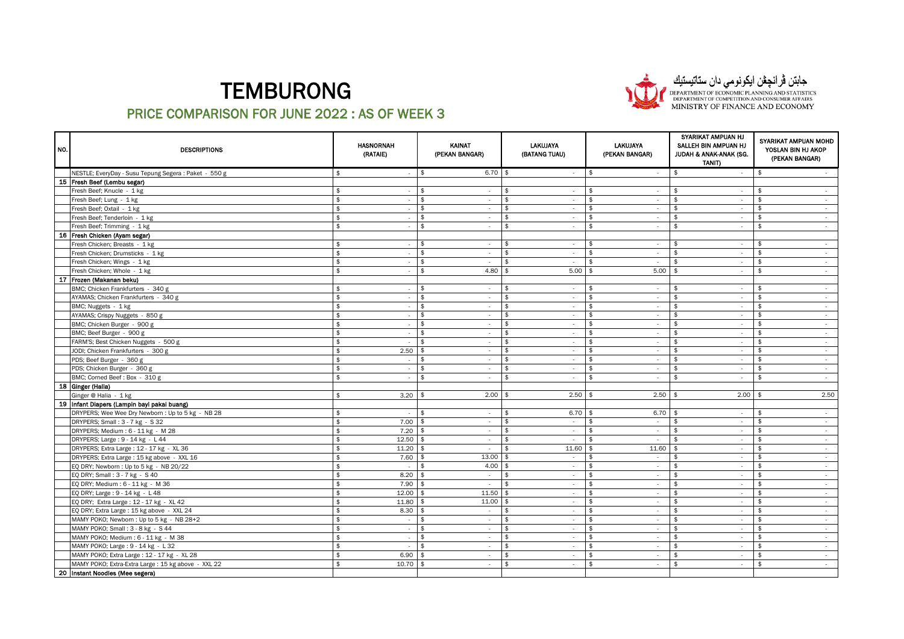# TEMBURONG

## PRICE COMPARISON FOR JUNE 2022 : AS OF WEEK 3

جابتن ڤرانچڠن ايكونومي دان ستاتيستيك
DEPARTMENT OF ECONOMIC PLANNING AND STATISTICS
DEPARTMENT OF COMPETITION AND CONSUMER AFFAIRS
MINISTRY OF FINANCE AND ECONOMY

| NO. | DESCRIPTIONS | HASNORNAH (RATAIE) | KAINAT (PEKAN BANGAR) | LAKUJAYA (BATANG TUAU) | LAKUJAYA (PEKAN BANGAR) | SYARIKAT AMPUAN HJ SALLEH BIN AMPUAN HJ JUDAH & ANAK-ANAK (SG. TANIT) | SYARIKAT AMPUAN MOHD YOSLAN BIN HJ AKOP (PEKAN BANGAR) |
|---|---|---|---|---|---|---|---|
| | NESTLE; EveryDay - Susu Tepung Segera : Paket - 550 g | $ - | $ 6.70 | $ - | $ - | $ - | $ - |
| 15 | **Fresh Beef (Lembu segar)** | | | | | | |
| | Fresh Beef; Knucle - 1 kg | $ - | $ - | $ - | $ - | $ - | $ - |
| | Fresh Beef; Lung - 1 kg | $ - | $ - | $ - | $ - | $ - | $ - |
| | Fresh Beef; Oxtail - 1 kg | $ - | $ - | $ - | $ - | $ - | $ - |
| | Fresh Beef; Tenderloin - 1 kg | $ - | $ - | $ - | $ - | $ - | $ - |
| | Fresh Beef; Trimming - 1 kg | $ - | $ - | $ - | $ - | $ - | $ - |
| 16 | **Fresh Chicken (Ayam segar)** | | | | | | |
| | Fresh Chicken; Breasts - 1 kg | $ - | $ - | $ - | $ - | $ - | $ - |
| | Fresh Chicken; Drumsticks - 1 kg | $ - | $ - | $ - | $ - | $ - | $ - |
| | Fresh Chicken; Wings - 1 kg | $ - | $ - | $ - | $ - | $ - | $ - |
| | Fresh Chicken; Whole - 1 kg | $ - | $ 4.80 | $ 5.00 | $ 5.00 | $ - | $ - |
| 17 | **Frozen (Makanan beku)** | | | | | | |
| | BMC; Chicken Frankfurters - 340 g | $ - | $ - | $ - | $ - | $ - | $ - |
| | AYAMAS; Chicken Frankfurters - 340 g | $ - | $ - | $ - | $ - | $ - | $ - |
| | BMC; Nuggets - 1 kg | $ - | $ - | $ - | $ - | $ - | $ - |
| | AYAMAS; Crispy Nuggets - 850 g | $ - | $ - | $ - | $ - | $ - | $ - |
| | BMC; Chicken Burger - 900 g | $ - | $ - | $ - | $ - | $ - | $ - |
| | BMC; Beef Burger - 900 g | $ - | $ - | $ - | $ - | $ - | $ - |
| | FARM'S; Best Chicken Nuggets - 500 g | $ - | $ - | $ - | $ - | $ - | $ - |
| | JODI; Chicken Frankfurters - 300 g | $ 2.50 | $ - | $ - | $ - | $ - | $ - |
| | PDS; Beef Burger - 360 g | $ - | $ - | $ - | $ - | $ - | $ - |
| | PDS; Chicken Burger - 360 g | $ - | $ - | $ - | $ - | $ - | $ - |
| | BMC; Corned Beef : Box - 310 g | $ - | $ - | $ - | $ - | $ - | $ - |
| 18 | **Ginger (Halia)** | | | | | | |
| | Ginger @ Halia - 1 kg | $ 3.20 | $ 2.00 | $ 2.50 | $ 2.50 | $ 2.00 | $ 2.50 |
| 19 | **Infant Diapers (Lampin bayi pakai buang)** | | | | | | |
| | DRYPERS; Wee Wee Dry Newborn : Up to 5 kg - NB 28 | $ - | $ - | $ 6.70 | $ 6.70 | $ - | $ - |
| | DRYPERS; Small : 3 - 7 kg - S 32 | $ 7.00 | $ - | $ - | $ - | $ - | $ - |
| | DRYPERS; Medium : 6 - 11 kg - M 28 | $ 7.20 | $ - | $ - | $ - | $ - | $ - |
| | DRYPERS; Large : 9 - 14 kg - L 44 | $ 12.50 | $ - | $ - | $ - | $ - | $ - |
| | DRYPERS; Extra Large : 12 - 17 kg - XL 36 | $ 11.20 | $ - | $ 11.60 | $ 11.60 | $ - | $ - |
| | DRYPERS; Extra Large : 15 kg above - XXL 16 | $ 7.60 | $ 13.00 | $ - | $ - | $ - | $ - |
| | EQ DRY; Newborn : Up to 5 kg - NB 20/22 | $ - | $ 4.00 | $ - | $ - | $ - | $ - |
| | EQ DRY; Small : 3 - 7 kg - S 40 | $ 8.20 | $ - | $ - | $ - | $ - | $ - |
| | EQ DRY; Medium : 6 - 11 kg - M 36 | $ 7.90 | $ - | $ - | $ - | $ - | $ - |
| | EQ DRY; Large : 9 - 14 kg - L 48 | $ 12.00 | $ 11.50 | $ - | $ - | $ - | $ - |
| | EQ DRY; Extra Large : 12 - 17 kg - XL 42 | $ 11.80 | $ 11.00 | $ - | $ - | $ - | $ - |
| | EQ DRY; Extra Large : 15 kg above - XXL 24 | $ 8.30 | $ - | $ - | $ - | $ - | $ - |
| | MAMY POKO; Newborn : Up to 5 kg - NB 28+2 | $ - | $ - | $ - | $ - | $ - | $ - |
| | MAMY POKO; Small : 3 - 8 kg - S 44 | $ - | $ - | $ - | $ - | $ - | $ - |
| | MAMY POKO; Medium : 6 - 11 kg - M 38 | $ - | $ - | $ - | $ - | $ - | $ - |
| | MAMY POKO; Large : 9 - 14 kg - L 32 | $ - | $ - | $ - | $ - | $ - | $ - |
| | MAMY POKO; Extra Large : 12 - 17 kg - XL 28 | $ 6.90 | $ - | $ - | $ - | $ - | $ - |
| | MAMY POKO; Extra-Extra Large : 15 kg above - XXL 22 | $ 10.70 | $ - | $ - | $ - | $ - | $ - |
| 20 | **Instant Noodles (Mee segera)** | | | | | | |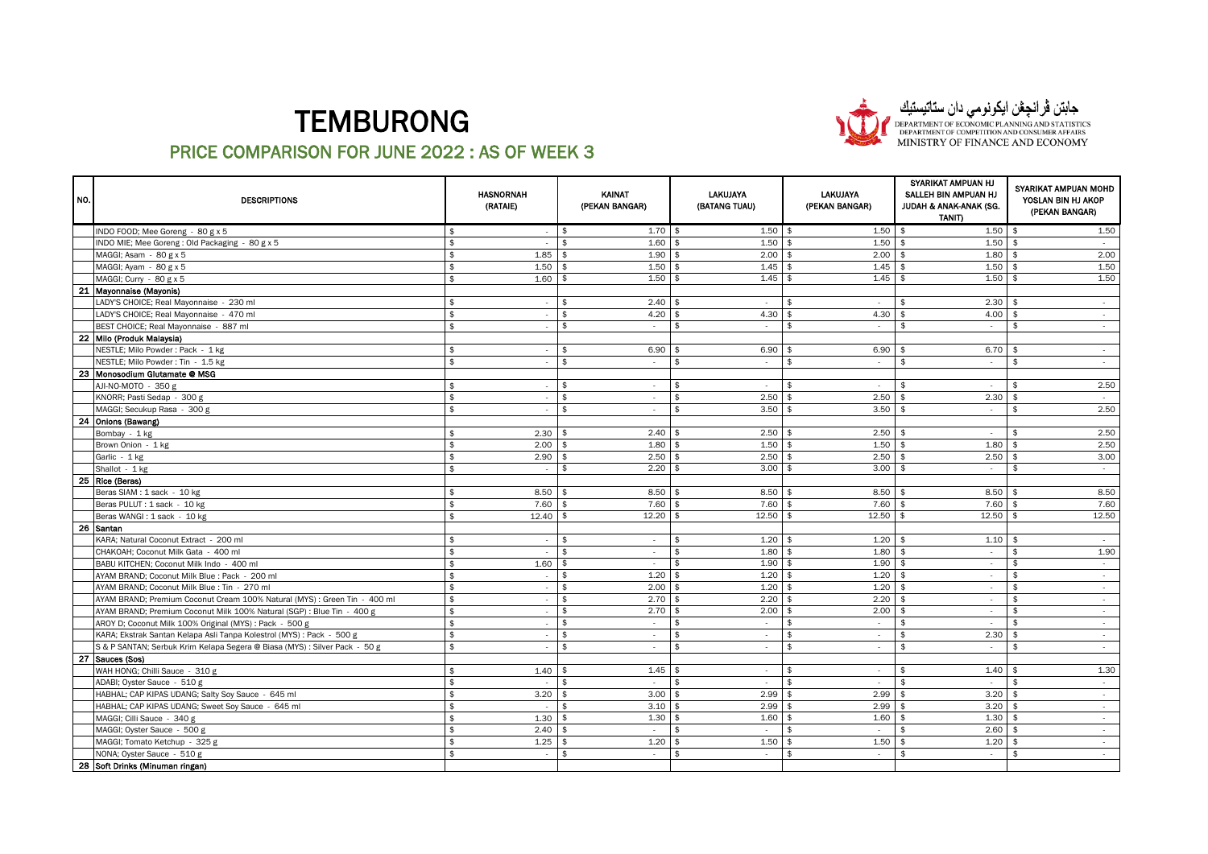# TEMBURONG

## PRICE COMPARISON FOR JUNE 2022 : AS OF WEEK 3

جابتن ڤرانچڠن ايكونومي دان ستاتيستيك
DEPARTMENT OF ECONOMIC PLANNING AND STATISTICS
DEPARTMENT OF COMPETITION AND CONSUMER AFFAIRS
MINISTRY OF FINANCE AND ECONOMY

| NO. | DESCRIPTIONS | HASNORNAH (RATAIE) | KAINAT (PEKAN BANGAR) | LAKUJAYA (BATANG TUAU) | LAKUJAYA (PEKAN BANGAR) | SYARIKAT AMPUAN HJ SALLEH BIN AMPUAN HJ JUDAH & ANAK-ANAK (SG. TANIT) | SYARIKAT AMPUAN MOHD YOSLAN BIN HJ AKOP (PEKAN BANGAR) |
|---|---|---|---|---|---|---|---|
| | INDO FOOD; Mee Goreng - 80 g x 5 | $ - | $ 1.70 | $ 1.50 | $ 1.50 | $ 1.50 | $ 1.50 |
| | INDO MIE; Mee Goreng : Old Packaging - 80 g x 5 | $ - | $ 1.60 | $ 1.50 | $ 1.50 | $ 1.50 | $ - |
| | MAGGI; Asam - 80 g x 5 | $ 1.85 | $ 1.90 | $ 2.00 | $ 2.00 | $ 1.80 | $ 2.00 |
| | MAGGI; Ayam - 80 g x 5 | $ 1.50 | $ 1.50 | $ 1.45 | $ 1.45 | $ 1.50 | $ 1.50 |
| | MAGGI; Curry - 80 g x 5 | $ 1.60 | $ 1.50 | $ 1.45 | $ 1.45 | $ 1.50 | $ 1.50 |
| 21 | Mayonnaise (Mayonis) | | | | | | |
| | LADY'S CHOICE; Real Mayonnaise - 230 ml | $ - | $ 2.40 | $ - | $ - | $ 2.30 | $ - |
| | LADY'S CHOICE; Real Mayonnaise - 470 ml | $ - | $ 4.20 | $ 4.30 | $ 4.30 | $ 4.00 | $ - |
| | BEST CHOICE; Real Mayonnaise - 887 ml | $ - | $ - | $ - | $ - | $ - | $ - |
| 22 | Milo (Produk Malaysia) | | | | | | |
| | NESTLE; Milo Powder : Pack - 1 kg | $ - | $ 6.90 | $ 6.90 | $ 6.90 | $ 6.70 | $ - |
| | NESTLE; Milo Powder : Tin - 1.5 kg | $ - | $ - | $ - | $ - | $ - | $ - |
| 23 | Monosodium Glutamate @ MSG | | | | | | |
| | AJI-NO-MOTO - 350 g | $ - | $ - | $ - | $ - | $ - | $ 2.50 |
| | KNORR; Pasti Sedap - 300 g | $ - | $ - | $ 2.50 | $ 2.50 | $ 2.30 | $ - |
| | MAGGI; Secukup Rasa - 300 g | $ - | $ - | $ 3.50 | $ 3.50 | $ - | $ 2.50 |
| 24 | Onions (Bawang) | | | | | | |
| | Bombay - 1 kg | $ 2.30 | $ 2.40 | $ 2.50 | $ 2.50 | $ - | $ 2.50 |
| | Brown Onion - 1 kg | $ 2.00 | $ 1.80 | $ 1.50 | $ 1.50 | $ 1.80 | $ 2.50 |
| | Garlic - 1 kg | $ 2.90 | $ 2.50 | $ 2.50 | $ 2.50 | $ 2.50 | $ 3.00 |
| | Shallot - 1 kg | $ - | $ 2.20 | $ 3.00 | $ 3.00 | $ - | $ - |
| 25 | Rice (Beras) | | | | | | |
| | Beras SIAM : 1 sack - 10 kg | $ 8.50 | $ 8.50 | $ 8.50 | $ 8.50 | $ 8.50 | $ 8.50 |
| | Beras PULUT : 1 sack - 10 kg | $ 7.60 | $ 7.60 | $ 7.60 | $ 7.60 | $ 7.60 | $ 7.60 |
| | Beras WANGI : 1 sack - 10 kg | $ 12.40 | $ 12.20 | $ 12.50 | $ 12.50 | $ 12.50 | $ 12.50 |
| 26 | Santan | | | | | | |
| | KARA; Natural Coconut Extract - 200 ml | $ - | $ - | $ 1.20 | $ 1.20 | $ 1.10 | $ - |
| | CHAKOAH; Coconut Milk Gata - 400 ml | $ - | $ - | $ 1.80 | $ 1.80 | $ - | $ 1.90 |
| | BABU KITCHEN; Coconut Milk Indo - 400 ml | $ 1.60 | $ - | $ 1.90 | $ 1.90 | $ - | $ - |
| | AYAM BRAND; Coconut Milk Blue : Pack - 200 ml | $ - | $ 1.20 | $ 1.20 | $ 1.20 | $ - | $ - |
| | AYAM BRAND; Coconut Milk Blue : Tin - 270 ml | $ - | $ 2.00 | $ 1.20 | $ 1.20 | $ - | $ - |
| | AYAM BRAND; Premium Coconut Cream 100% Natural (MYS) : Green Tin - 400 ml | $ - | $ 2.70 | $ 2.20 | $ 2.20 | $ - | $ - |
| | AYAM BRAND; Premium Coconut Milk 100% Natural (SGP) : Blue Tin - 400 g | $ - | $ 2.70 | $ 2.00 | $ 2.00 | $ - | $ - |
| | AROY D; Coconut Milk 100% Original (MYS) : Pack - 500 g | $ - | $ - | $ - | $ - | $ - | $ - |
| | KARA; Ekstrak Santan Kelapa Asli Tanpa Kolestrol (MYS) : Pack - 500 g | $ - | $ - | $ - | $ - | $ 2.30 | $ - |
| | S & P SANTAN; Serbuk Krim Kelapa Segera @ Biasa (MYS) : Silver Pack - 50 g | $ - | $ - | $ - | $ - | $ - | $ - |
| 27 | Sauces (Sos) | | | | | | |
| | WAH HONG; Chilli Sauce - 310 g | $ 1.40 | $ 1.45 | $ - | $ - | $ 1.40 | $ 1.30 |
| | ADABI; Oyster Sauce - 510 g | $ - | $ - | $ - | $ - | $ - | $ - |
| | HABHAL; CAP KIPAS UDANG; Salty Soy Sauce - 645 ml | $ 3.20 | $ 3.00 | $ 2.99 | $ 2.99 | $ 3.20 | $ - |
| | HABHAL; CAP KIPAS UDANG; Sweet Soy Sauce - 645 ml | $ - | $ 3.10 | $ 2.99 | $ 2.99 | $ 3.20 | $ - |
| | MAGGI; Cilli Sauce - 340 g | $ 1.30 | $ 1.30 | $ 1.60 | $ 1.60 | $ 1.30 | $ - |
| | MAGGI; Oyster Sauce - 500 g | $ 2.40 | $ - | $ - | $ - | $ 2.60 | $ - |
| | MAGGI; Tomato Ketchup - 325 g | $ 1.25 | $ 1.20 | $ 1.50 | $ 1.50 | $ 1.20 | $ - |
| | NONA; Oyster Sauce - 510 g | $ - | $ - | $ - | $ - | $ - | $ - |
| 28 | Soft Drinks (Minuman ringan) | | | | | | |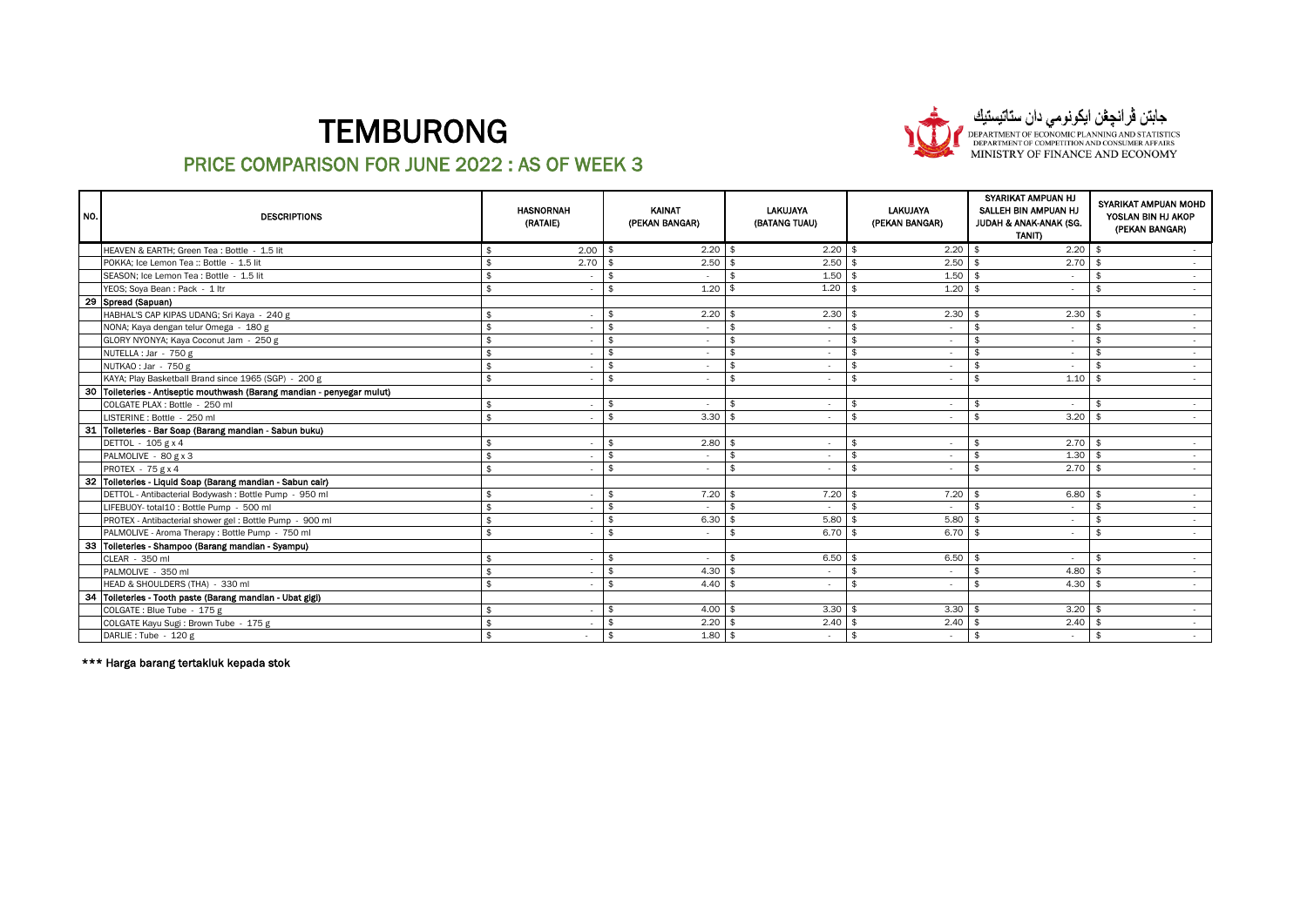# TEMBURONG

## PRICE COMPARISON FOR JUNE 2022 : AS OF WEEK 3

جابتن ڤرانچڠن ايكونومي دان ستاتيستيك
DEPARTMENT OF ECONOMIC PLANNING AND STATISTICS
DEPARTMENT OF COMPETITION AND CONSUMER AFFAIRS
MINISTRY OF FINANCE AND ECONOMY

| NO. | DESCRIPTIONS | HASNORNAH (RATAIE) | KAINAT (PEKAN BANGAR) | LAKUJAYA (BATANG TUAU) | LAKUJAYA (PEKAN BANGAR) | SYARIKAT AMPUAN HJ SALLEH BIN AMPUAN HJ JUDAH & ANAK-ANAK (SG. TANIT) | SYARIKAT AMPUAN MOHD YOSLAN BIN HJ AKOP (PEKAN BANGAR) |
|---|---|---|---|---|---|---|---|
| | HEAVEN & EARTH; Green Tea : Bottle - 1.5 lit | $ 2.00 | $ 2.20 | $ 2.20 | $ 2.20 | $ 2.20 | $ - |
| | POKKA; Ice Lemon Tea :: Bottle - 1.5 lit | $ 2.70 | $ 2.50 | $ 2.50 | $ 2.50 | $ 2.70 | $ - |
| | SEASON; Ice Lemon Tea : Bottle - 1.5 lit | $ - | $ - | $ 1.50 | $ 1.50 | $ - | $ - |
| | YEOS; Soya Bean : Pack - 1 ltr | $ - | $ 1.20 | $ 1.20 | $ 1.20 | $ - | $ - |
| 29 | Spread (Sapuan) | | | | | | |
| | HABHAL'S CAP KIPAS UDANG; Sri Kaya - 240 g | $ - | $ 2.20 | $ 2.30 | $ 2.30 | $ 2.30 | $ - |
| | NONA; Kaya dengan telur Omega - 180 g | $ - | $ - | $ - | $ - | $ - | $ - |
| | GLORY NYONYA; Kaya Coconut Jam - 250 g | $ - | $ - | $ - | $ - | $ - | $ - |
| | NUTELLA : Jar - 750 g | $ - | $ - | $ - | $ - | $ - | $ - |
| | NUTKAO : Jar - 750 g | $ - | $ - | $ - | $ - | $ - | $ - |
| | KAYA; Play Basketball Brand since 1965 (SGP) - 200 g | $ - | $ - | $ - | $ - | $ 1.10 | $ - |
| 30 | Toileteries - Antiseptic mouthwash (Barang mandian - penyegar mulut) | | | | | | |
| | COLGATE PLAX : Bottle - 250 ml | $ - | $ - | $ - | $ - | $ - | $ - |
| | LISTERINE : Bottle - 250 ml | $ - | $ 3.30 | $ - | $ - | $ 3.20 | $ - |
| 31 | Toiletries - Bar Soap (Barang mandian - Sabun buku) | | | | | | |
| | DETTOL - 105 g x 4 | $ - | $ 2.80 | $ - | $ - | $ 2.70 | $ - |
| | PALMOLIVE - 80 g x 3 | $ - | $ - | $ - | $ - | $ 1.30 | $ - |
| | PROTEX - 75 g x 4 | $ - | $ - | $ - | $ - | $ 2.70 | $ - |
| 32 | Toileteries - Liquid Soap (Barang mandian - Sabun cair) | | | | | | |
| | DETTOL - Antibacterial Bodywash : Bottle Pump - 950 ml | $ - | $ 7.20 | $ 7.20 | $ 7.20 | $ 6.80 | $ - |
| | LIFEBUOY- total10 : Bottle Pump - 500 ml | $ - | $ - | $ - | $ - | $ - | $ - |
| | PROTEX - Antibacterial shower gel : Bottle Pump - 900 ml | $ - | $ 6.30 | $ 5.80 | $ 5.80 | $ - | $ - |
| | PALMOLIVE - Aroma Therapy : Bottle Pump - 750 ml | $ - | $ - | $ 6.70 | $ 6.70 | $ - | $ - |
| 33 | Toileteries - Shampoo (Barang mandian - Syampu) | | | | | | |
| | CLEAR - 350 ml | $ - | $ - | $ 6.50 | $ 6.50 | $ - | $ - |
| | PALMOLIVE - 350 ml | $ - | $ 4.30 | $ - | $ - | $ 4.80 | $ - |
| | HEAD & SHOULDERS (THA) - 330 ml | $ - | $ 4.40 | $ - | $ - | $ 4.30 | $ - |
| 34 | Toileteries - Tooth paste (Barang mandian - Ubat gigi) | | | | | | |
| | COLGATE : Blue Tube - 175 g | $ - | $ 4.00 | $ 3.30 | $ 3.30 | $ 3.20 | $ - |
| | COLGATE Kayu Sugi : Brown Tube - 175 g | $ - | $ 2.20 | $ 2.40 | $ 2.40 | $ 2.40 | $ - |
| | DARLIE : Tube - 120 g | $ - | $ 1.80 | $ - | $ - | $ - | $ - |

**\*\*\* Harga barang tertakluk kepada stok**